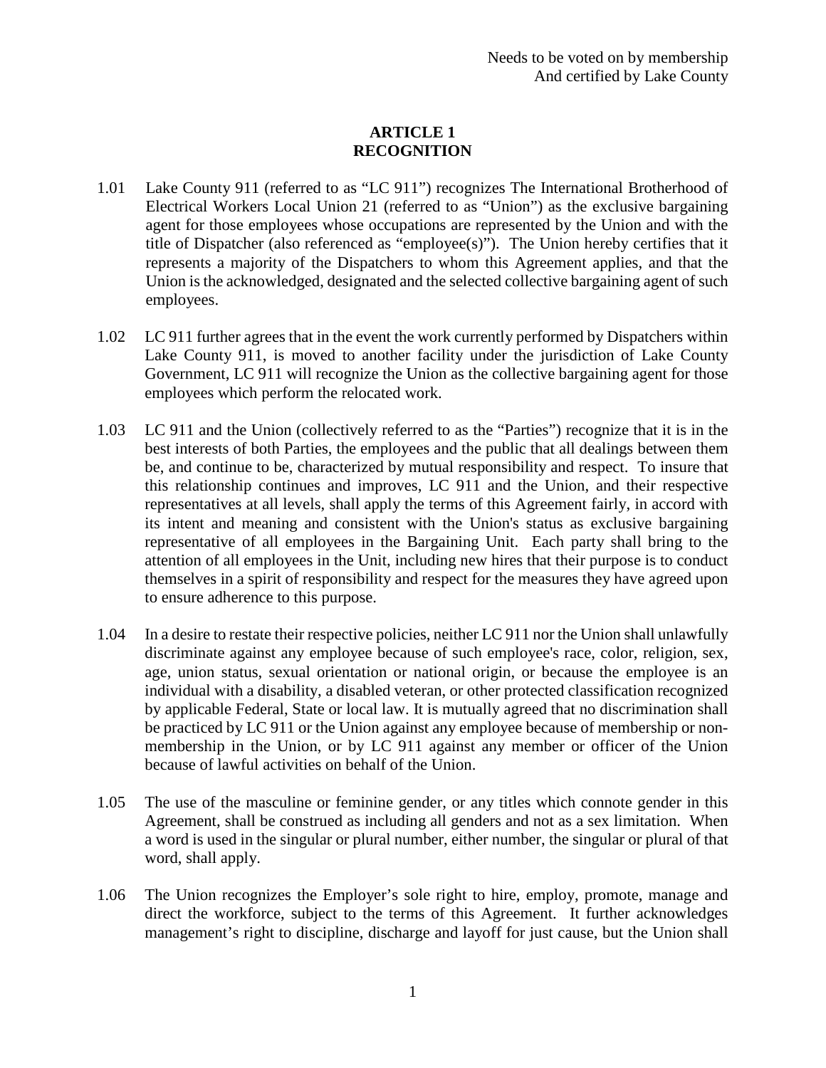Needs to be voted on by membership
And certified by Lake County

# ARTICLE 1
# RECOGNITION

1.01 Lake County 911 (referred to as "LC 911") recognizes The International Brotherhood of Electrical Workers Local Union 21 (referred to as "Union") as the exclusive bargaining agent for those employees whose occupations are represented by the Union and with the title of Dispatcher (also referenced as "employee(s)"). The Union hereby certifies that it represents a majority of the Dispatchers to whom this Agreement applies, and that the Union is the acknowledged, designated and the selected collective bargaining agent of such employees.

1.02 LC 911 further agrees that in the event the work currently performed by Dispatchers within Lake County 911, is moved to another facility under the jurisdiction of Lake County Government, LC 911 will recognize the Union as the collective bargaining agent for those employees which perform the relocated work.

1.03 LC 911 and the Union (collectively referred to as the "Parties") recognize that it is in the best interests of both Parties, the employees and the public that all dealings between them be, and continue to be, characterized by mutual responsibility and respect. To insure that this relationship continues and improves, LC 911 and the Union, and their respective representatives at all levels, shall apply the terms of this Agreement fairly, in accord with its intent and meaning and consistent with the Union's status as exclusive bargaining representative of all employees in the Bargaining Unit. Each party shall bring to the attention of all employees in the Unit, including new hires that their purpose is to conduct themselves in a spirit of responsibility and respect for the measures they have agreed upon to ensure adherence to this purpose.

1.04 In a desire to restate their respective policies, neither LC 911 nor the Union shall unlawfully discriminate against any employee because of such employee's race, color, religion, sex, age, union status, sexual orientation or national origin, or because the employee is an individual with a disability, a disabled veteran, or other protected classification recognized by applicable Federal, State or local law. It is mutually agreed that no discrimination shall be practiced by LC 911 or the Union against any employee because of membership or non-membership in the Union, or by LC 911 against any member or officer of the Union because of lawful activities on behalf of the Union.

1.05 The use of the masculine or feminine gender, or any titles which connote gender in this Agreement, shall be construed as including all genders and not as a sex limitation. When a word is used in the singular or plural number, either number, the singular or plural of that word, shall apply.

1.06 The Union recognizes the Employer's sole right to hire, employ, promote, manage and direct the workforce, subject to the terms of this Agreement. It further acknowledges management's right to discipline, discharge and layoff for just cause, but the Union shall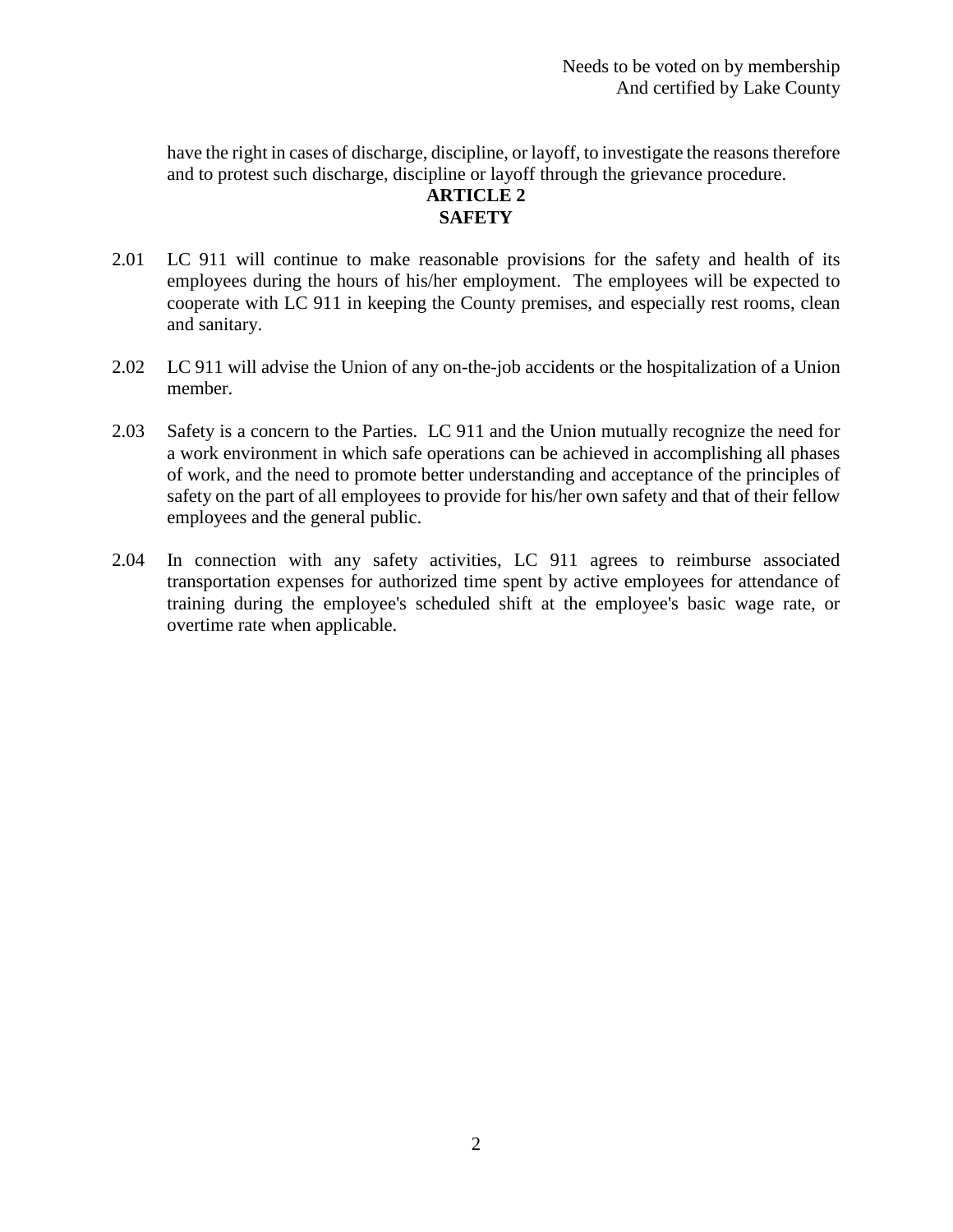have the right in cases of discharge, discipline, or layoff, to investigate the reasons therefore and to protest such discharge, discipline or layoff through the grievance procedure.

## ARTICLE 2
## SAFETY

2.01 LC 911 will continue to make reasonable provisions for the safety and health of its employees during the hours of his/her employment. The employees will be expected to cooperate with LC 911 in keeping the County premises, and especially rest rooms, clean and sanitary.

2.02 LC 911 will advise the Union of any on-the-job accidents or the hospitalization of a Union member.

2.03 Safety is a concern to the Parties. LC 911 and the Union mutually recognize the need for a work environment in which safe operations can be achieved in accomplishing all phases of work, and the need to promote better understanding and acceptance of the principles of safety on the part of all employees to provide for his/her own safety and that of their fellow employees and the general public.

2.04 In connection with any safety activities, LC 911 agrees to reimburse associated transportation expenses for authorized time spent by active employees for attendance of training during the employee's scheduled shift at the employee's basic wage rate, or overtime rate when applicable.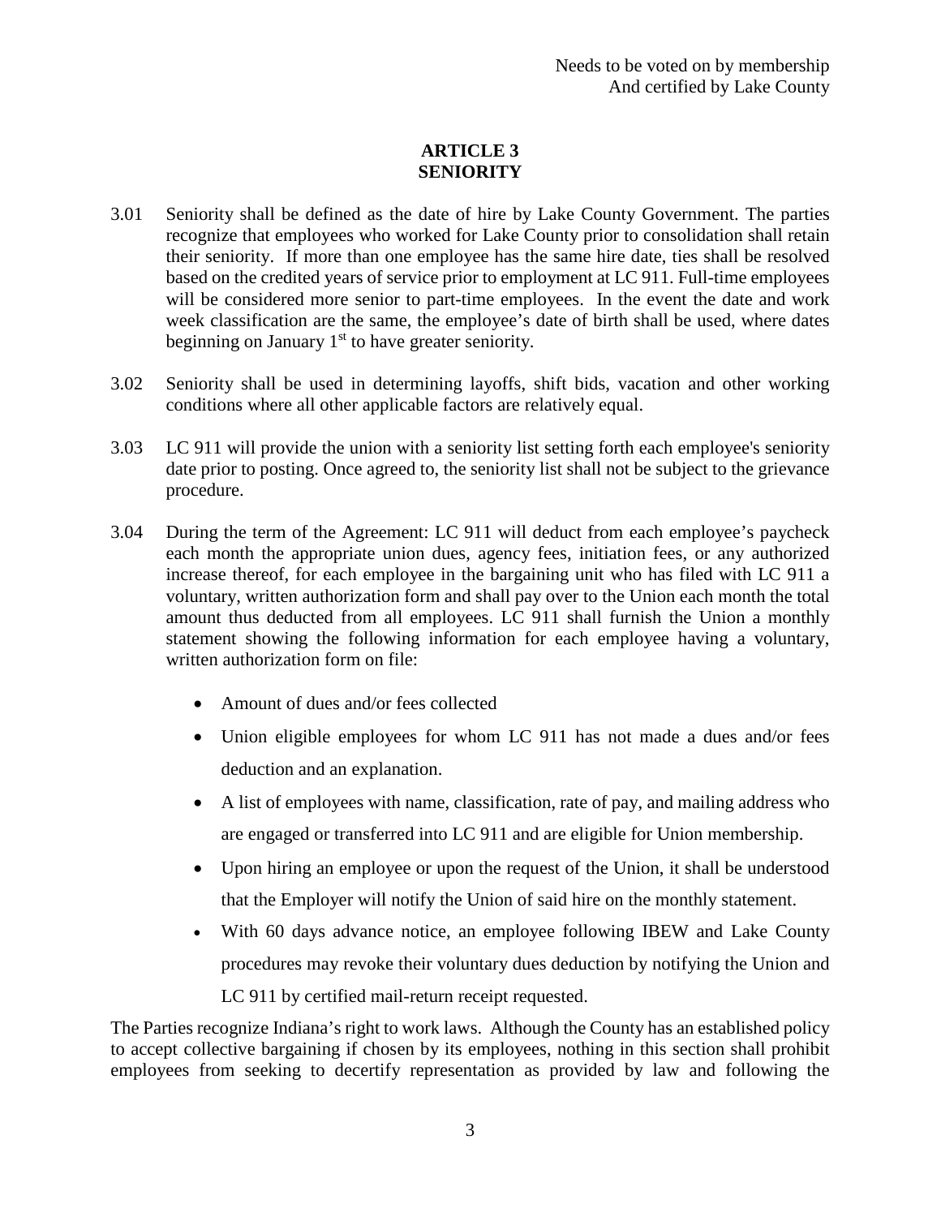Needs to be voted on by membership
And certified by Lake County

## ARTICLE 3
## SENIORITY

3.01 Seniority shall be defined as the date of hire by Lake County Government. The parties recognize that employees who worked for Lake County prior to consolidation shall retain their seniority. If more than one employee has the same hire date, ties shall be resolved based on the credited years of service prior to employment at LC 911. Full-time employees will be considered more senior to part-time employees. In the event the date and work week classification are the same, the employee's date of birth shall be used, where dates beginning on January 1st to have greater seniority.

3.02 Seniority shall be used in determining layoffs, shift bids, vacation and other working conditions where all other applicable factors are relatively equal.

3.03 LC 911 will provide the union with a seniority list setting forth each employee's seniority date prior to posting. Once agreed to, the seniority list shall not be subject to the grievance procedure.

3.04 During the term of the Agreement: LC 911 will deduct from each employee's paycheck each month the appropriate union dues, agency fees, initiation fees, or any authorized increase thereof, for each employee in the bargaining unit who has filed with LC 911 a voluntary, written authorization form and shall pay over to the Union each month the total amount thus deducted from all employees. LC 911 shall furnish the Union a monthly statement showing the following information for each employee having a voluntary, written authorization form on file:

- Amount of dues and/or fees collected
- Union eligible employees for whom LC 911 has not made a dues and/or fees deduction and an explanation.
- A list of employees with name, classification, rate of pay, and mailing address who are engaged or transferred into LC 911 and are eligible for Union membership.
- Upon hiring an employee or upon the request of the Union, it shall be understood that the Employer will notify the Union of said hire on the monthly statement.
- With 60 days advance notice, an employee following IBEW and Lake County procedures may revoke their voluntary dues deduction by notifying the Union and LC 911 by certified mail-return receipt requested.

The Parties recognize Indiana's right to work laws. Although the County has an established policy to accept collective bargaining if chosen by its employees, nothing in this section shall prohibit employees from seeking to decertify representation as provided by law and following the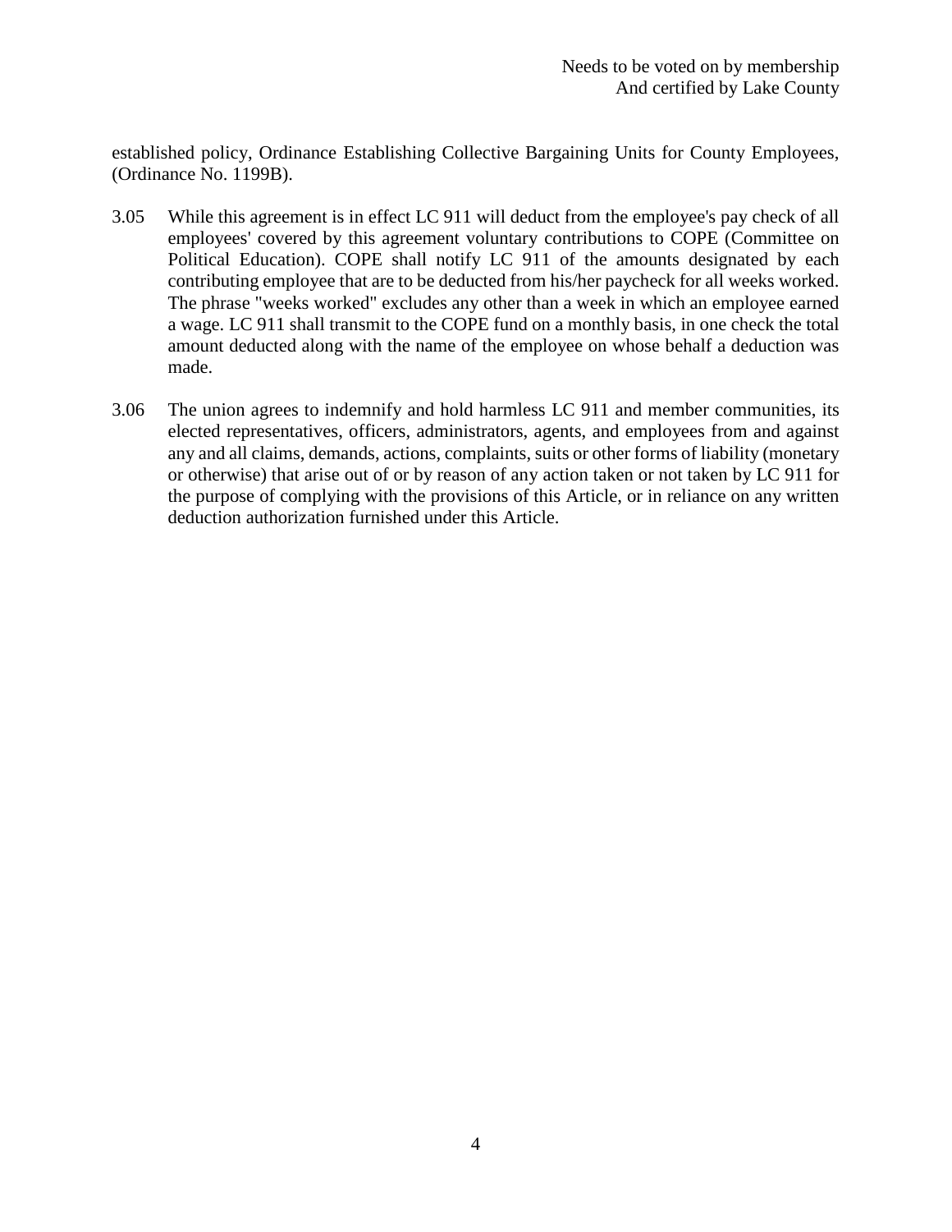Needs to be voted on by membership
And certified by Lake County

established policy, Ordinance Establishing Collective Bargaining Units for County Employees, (Ordinance No. 1199B).

3.05 While this agreement is in effect LC 911 will deduct from the employee's pay check of all employees' covered by this agreement voluntary contributions to COPE (Committee on Political Education). COPE shall notify LC 911 of the amounts designated by each contributing employee that are to be deducted from his/her paycheck for all weeks worked. The phrase "weeks worked" excludes any other than a week in which an employee earned a wage. LC 911 shall transmit to the COPE fund on a monthly basis, in one check the total amount deducted along with the name of the employee on whose behalf a deduction was made.

3.06 The union agrees to indemnify and hold harmless LC 911 and member communities, its elected representatives, officers, administrators, agents, and employees from and against any and all claims, demands, actions, complaints, suits or other forms of liability (monetary or otherwise) that arise out of or by reason of any action taken or not taken by LC 911 for the purpose of complying with the provisions of this Article, or in reliance on any written deduction authorization furnished under this Article.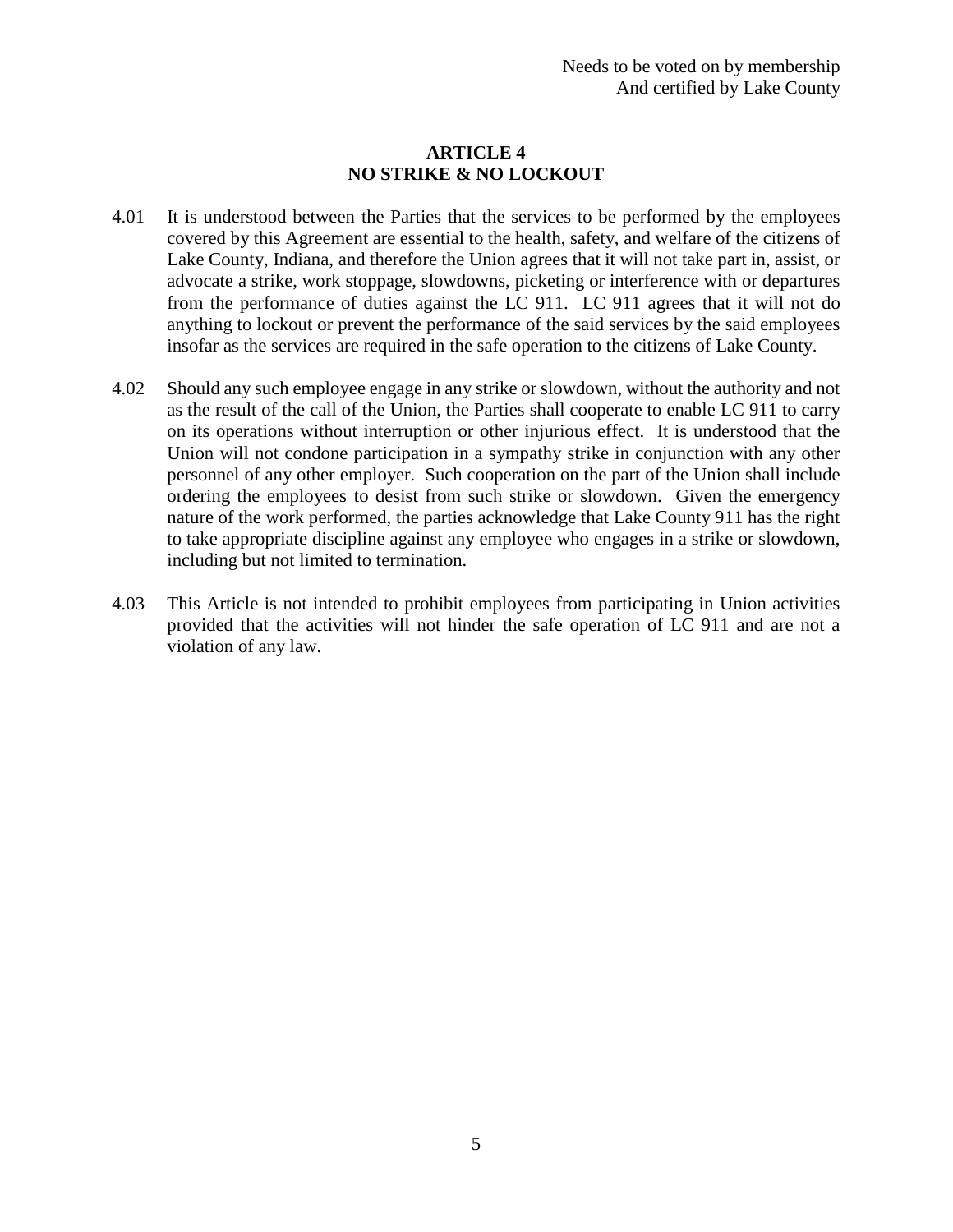Needs to be voted on by membership
And certified by Lake County

## ARTICLE 4
## NO STRIKE & NO LOCKOUT

4.01 It is understood between the Parties that the services to be performed by the employees covered by this Agreement are essential to the health, safety, and welfare of the citizens of Lake County, Indiana, and therefore the Union agrees that it will not take part in, assist, or advocate a strike, work stoppage, slowdowns, picketing or interference with or departures from the performance of duties against the LC 911. LC 911 agrees that it will not do anything to lockout or prevent the performance of the said services by the said employees insofar as the services are required in the safe operation to the citizens of Lake County.

4.02 Should any such employee engage in any strike or slowdown, without the authority and not as the result of the call of the Union, the Parties shall cooperate to enable LC 911 to carry on its operations without interruption or other injurious effect. It is understood that the Union will not condone participation in a sympathy strike in conjunction with any other personnel of any other employer. Such cooperation on the part of the Union shall include ordering the employees to desist from such strike or slowdown. Given the emergency nature of the work performed, the parties acknowledge that Lake County 911 has the right to take appropriate discipline against any employee who engages in a strike or slowdown, including but not limited to termination.

4.03 This Article is not intended to prohibit employees from participating in Union activities provided that the activities will not hinder the safe operation of LC 911 and are not a violation of any law.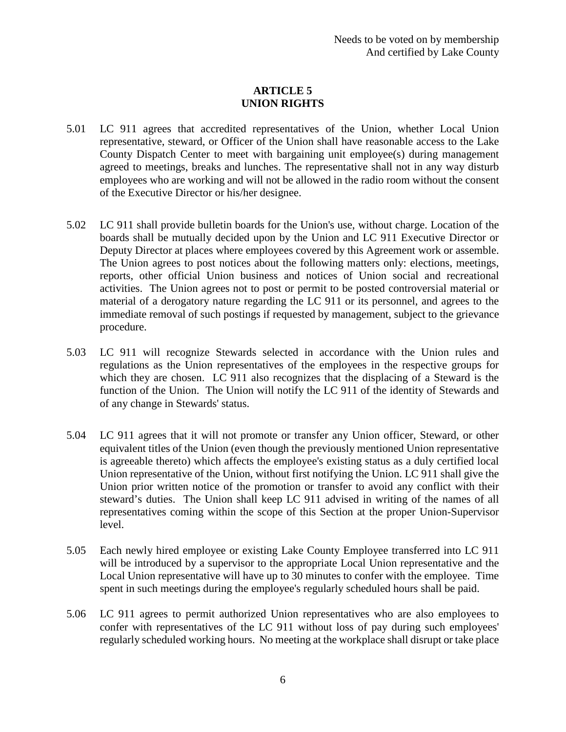Needs to be voted on by membership
And certified by Lake County

## ARTICLE 5
## UNION RIGHTS

5.01 LC 911 agrees that accredited representatives of the Union, whether Local Union representative, steward, or Officer of the Union shall have reasonable access to the Lake County Dispatch Center to meet with bargaining unit employee(s) during management agreed to meetings, breaks and lunches. The representative shall not in any way disturb employees who are working and will not be allowed in the radio room without the consent of the Executive Director or his/her designee.

5.02 LC 911 shall provide bulletin boards for the Union's use, without charge. Location of the boards shall be mutually decided upon by the Union and LC 911 Executive Director or Deputy Director at places where employees covered by this Agreement work or assemble. The Union agrees to post notices about the following matters only: elections, meetings, reports, other official Union business and notices of Union social and recreational activities. The Union agrees not to post or permit to be posted controversial material or material of a derogatory nature regarding the LC 911 or its personnel, and agrees to the immediate removal of such postings if requested by management, subject to the grievance procedure.

5.03 LC 911 will recognize Stewards selected in accordance with the Union rules and regulations as the Union representatives of the employees in the respective groups for which they are chosen. LC 911 also recognizes that the displacing of a Steward is the function of the Union. The Union will notify the LC 911 of the identity of Stewards and of any change in Stewards' status.

5.04 LC 911 agrees that it will not promote or transfer any Union officer, Steward, or other equivalent titles of the Union (even though the previously mentioned Union representative is agreeable thereto) which affects the employee's existing status as a duly certified local Union representative of the Union, without first notifying the Union. LC 911 shall give the Union prior written notice of the promotion or transfer to avoid any conflict with their steward's duties. The Union shall keep LC 911 advised in writing of the names of all representatives coming within the scope of this Section at the proper Union-Supervisor level.

5.05 Each newly hired employee or existing Lake County Employee transferred into LC 911 will be introduced by a supervisor to the appropriate Local Union representative and the Local Union representative will have up to 30 minutes to confer with the employee. Time spent in such meetings during the employee's regularly scheduled hours shall be paid.

5.06 LC 911 agrees to permit authorized Union representatives who are also employees to confer with representatives of the LC 911 without loss of pay during such employees' regularly scheduled working hours. No meeting at the workplace shall disrupt or take place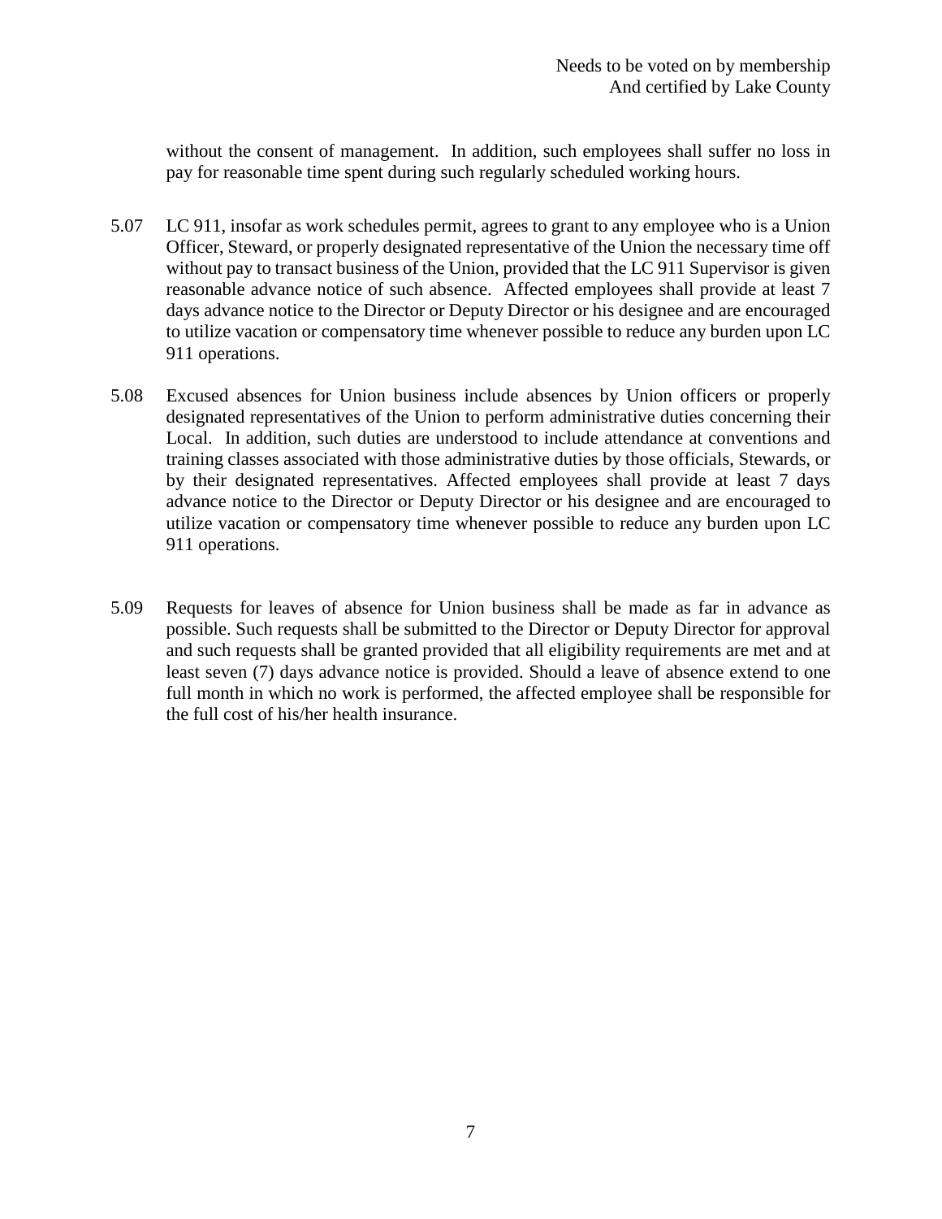without the consent of management. In addition, such employees shall suffer no loss in pay for reasonable time spent during such regularly scheduled working hours.

5.07 LC 911, insofar as work schedules permit, agrees to grant to any employee who is a Union Officer, Steward, or properly designated representative of the Union the necessary time off without pay to transact business of the Union, provided that the LC 911 Supervisor is given reasonable advance notice of such absence. Affected employees shall provide at least 7 days advance notice to the Director or Deputy Director or his designee and are encouraged to utilize vacation or compensatory time whenever possible to reduce any burden upon LC 911 operations.

5.08 Excused absences for Union business include absences by Union officers or properly designated representatives of the Union to perform administrative duties concerning their Local. In addition, such duties are understood to include attendance at conventions and training classes associated with those administrative duties by those officials, Stewards, or by their designated representatives. Affected employees shall provide at least 7 days advance notice to the Director or Deputy Director or his designee and are encouraged to utilize vacation or compensatory time whenever possible to reduce any burden upon LC 911 operations.

5.09 Requests for leaves of absence for Union business shall be made as far in advance as possible. Such requests shall be submitted to the Director or Deputy Director for approval and such requests shall be granted provided that all eligibility requirements are met and at least seven (7) days advance notice is provided. Should a leave of absence extend to one full month in which no work is performed, the affected employee shall be responsible for the full cost of his/her health insurance.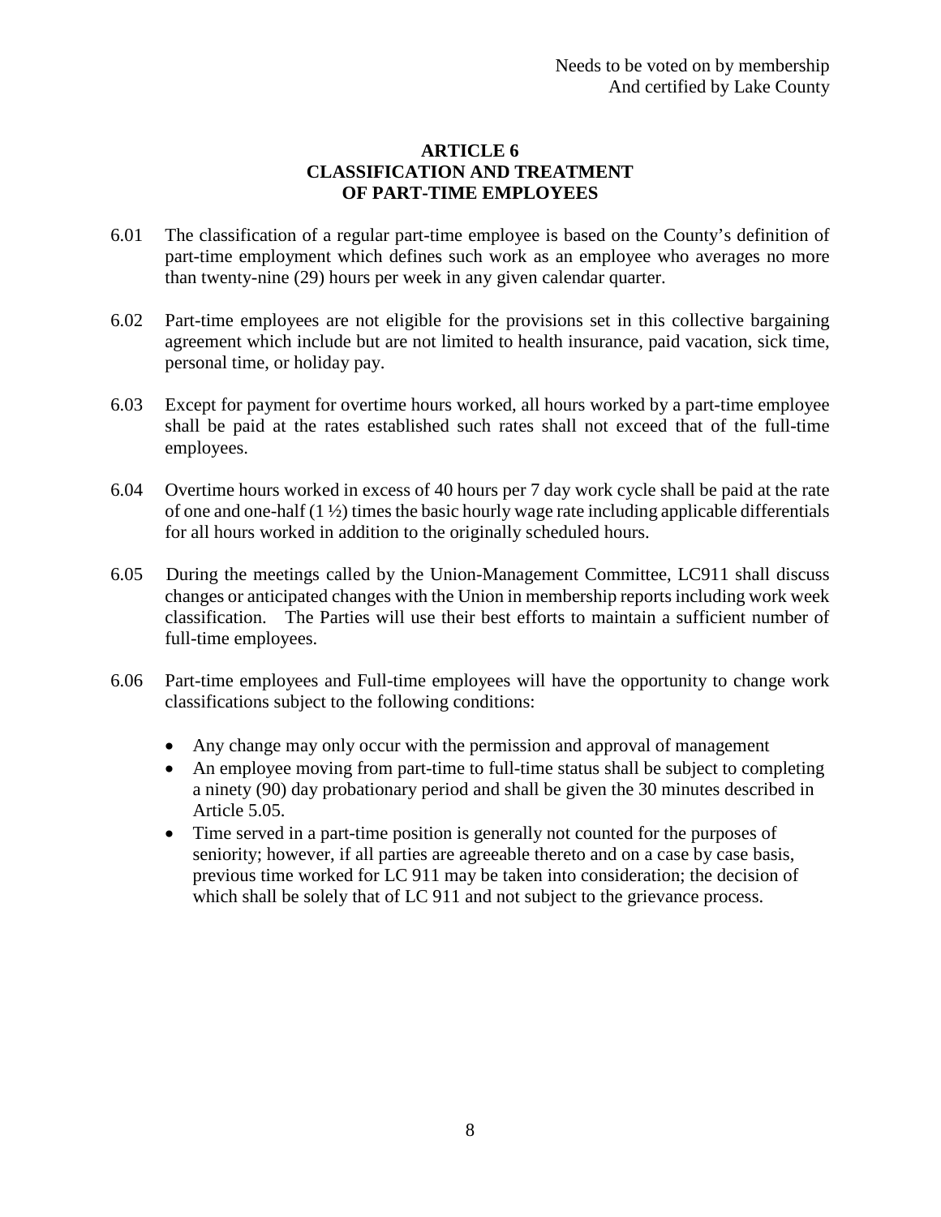Needs to be voted on by membership
And certified by Lake County

## ARTICLE 6
## CLASSIFICATION AND TREATMENT OF PART-TIME EMPLOYEES

6.01 The classification of a regular part-time employee is based on the County's definition of part-time employment which defines such work as an employee who averages no more than twenty-nine (29) hours per week in any given calendar quarter.

6.02 Part-time employees are not eligible for the provisions set in this collective bargaining agreement which include but are not limited to health insurance, paid vacation, sick time, personal time, or holiday pay.

6.03 Except for payment for overtime hours worked, all hours worked by a part-time employee shall be paid at the rates established such rates shall not exceed that of the full-time employees.

6.04 Overtime hours worked in excess of 40 hours per 7 day work cycle shall be paid at the rate of one and one-half (1 ½) times the basic hourly wage rate including applicable differentials for all hours worked in addition to the originally scheduled hours.

6.05 During the meetings called by the Union-Management Committee, LC911 shall discuss changes or anticipated changes with the Union in membership reports including work week classification. The Parties will use their best efforts to maintain a sufficient number of full-time employees.

6.06 Part-time employees and Full-time employees will have the opportunity to change work classifications subject to the following conditions:

- Any change may only occur with the permission and approval of management
- An employee moving from part-time to full-time status shall be subject to completing a ninety (90) day probationary period and shall be given the 30 minutes described in Article 5.05.
- Time served in a part-time position is generally not counted for the purposes of seniority; however, if all parties are agreeable thereto and on a case by case basis, previous time worked for LC 911 may be taken into consideration; the decision of which shall be solely that of LC 911 and not subject to the grievance process.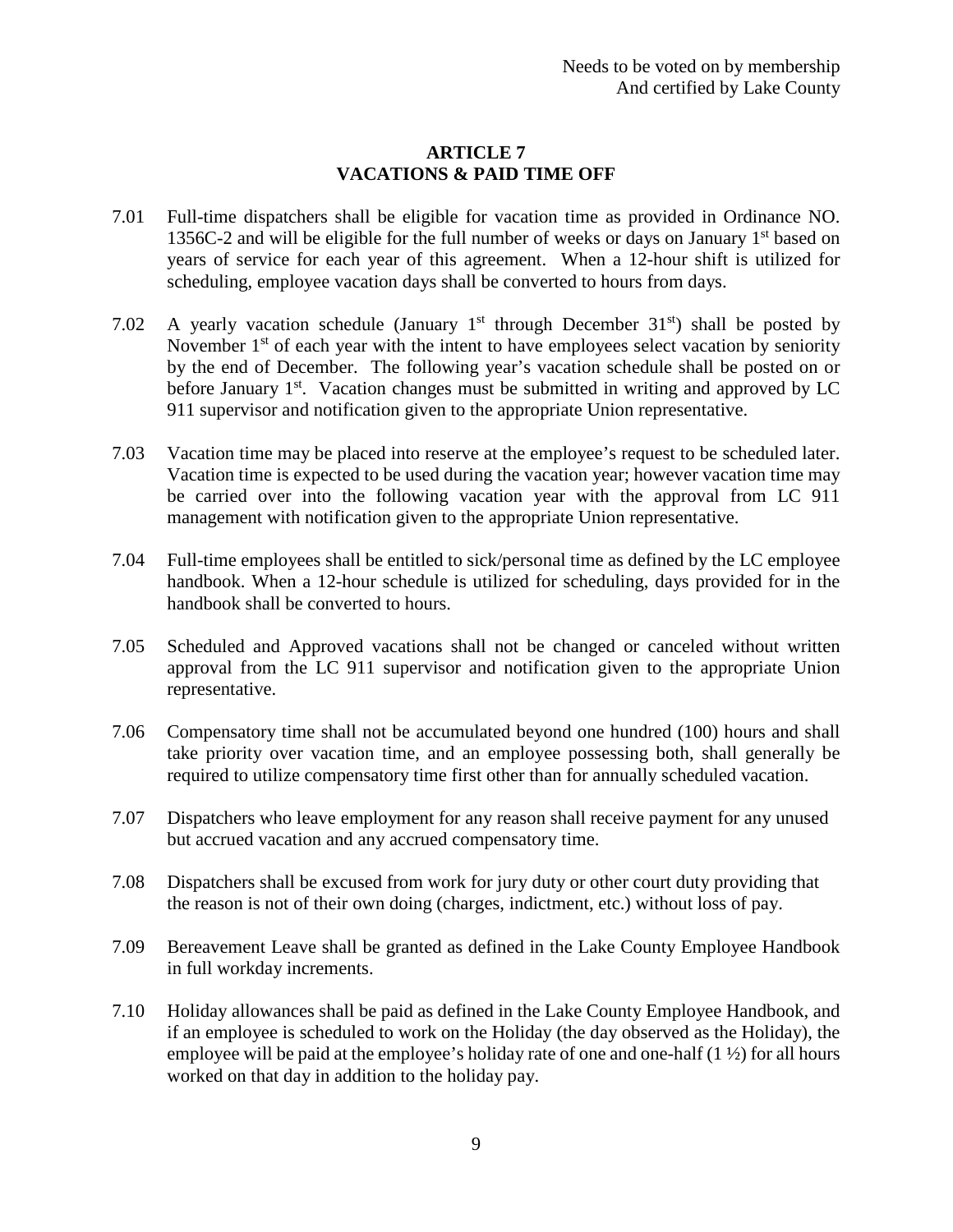Needs to be voted on by membership
And certified by Lake County

# ARTICLE 7
# VACATIONS & PAID TIME OFF

7.01 Full-time dispatchers shall be eligible for vacation time as provided in Ordinance NO. 1356C-2 and will be eligible for the full number of weeks or days on January 1st based on years of service for each year of this agreement. When a 12-hour shift is utilized for scheduling, employee vacation days shall be converted to hours from days.

7.02 A yearly vacation schedule (January 1st through December 31st) shall be posted by November 1st of each year with the intent to have employees select vacation by seniority by the end of December. The following year's vacation schedule shall be posted on or before January 1st. Vacation changes must be submitted in writing and approved by LC 911 supervisor and notification given to the appropriate Union representative.

7.03 Vacation time may be placed into reserve at the employee's request to be scheduled later. Vacation time is expected to be used during the vacation year; however vacation time may be carried over into the following vacation year with the approval from LC 911 management with notification given to the appropriate Union representative.

7.04 Full-time employees shall be entitled to sick/personal time as defined by the LC employee handbook. When a 12-hour schedule is utilized for scheduling, days provided for in the handbook shall be converted to hours.

7.05 Scheduled and Approved vacations shall not be changed or canceled without written approval from the LC 911 supervisor and notification given to the appropriate Union representative.

7.06 Compensatory time shall not be accumulated beyond one hundred (100) hours and shall take priority over vacation time, and an employee possessing both, shall generally be required to utilize compensatory time first other than for annually scheduled vacation.

7.07 Dispatchers who leave employment for any reason shall receive payment for any unused but accrued vacation and any accrued compensatory time.

7.08 Dispatchers shall be excused from work for jury duty or other court duty providing that the reason is not of their own doing (charges, indictment, etc.) without loss of pay.

7.09 Bereavement Leave shall be granted as defined in the Lake County Employee Handbook in full workday increments.

7.10 Holiday allowances shall be paid as defined in the Lake County Employee Handbook, and if an employee is scheduled to work on the Holiday (the day observed as the Holiday), the employee will be paid at the employee's holiday rate of one and one-half (1 ½) for all hours worked on that day in addition to the holiday pay.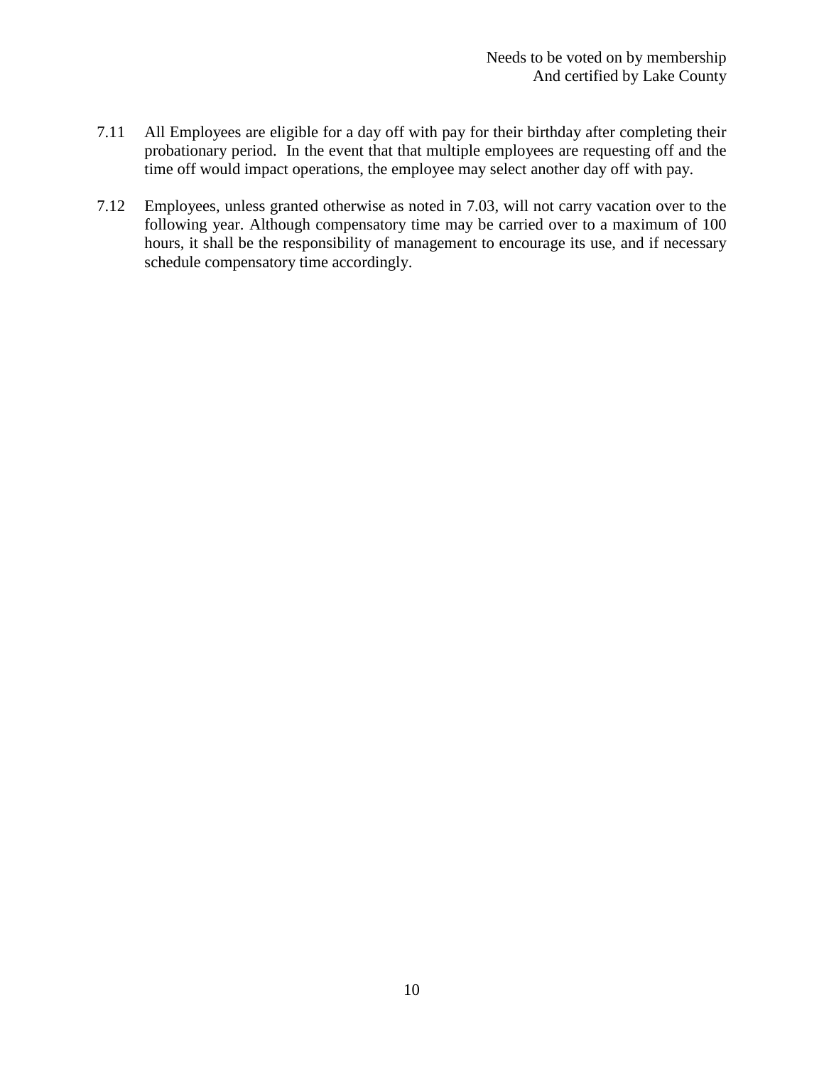Needs to be voted on by membership
And certified by Lake County

7.11 All Employees are eligible for a day off with pay for their birthday after completing their probationary period. In the event that that multiple employees are requesting off and the time off would impact operations, the employee may select another day off with pay.

7.12 Employees, unless granted otherwise as noted in 7.03, will not carry vacation over to the following year. Although compensatory time may be carried over to a maximum of 100 hours, it shall be the responsibility of management to encourage its use, and if necessary schedule compensatory time accordingly.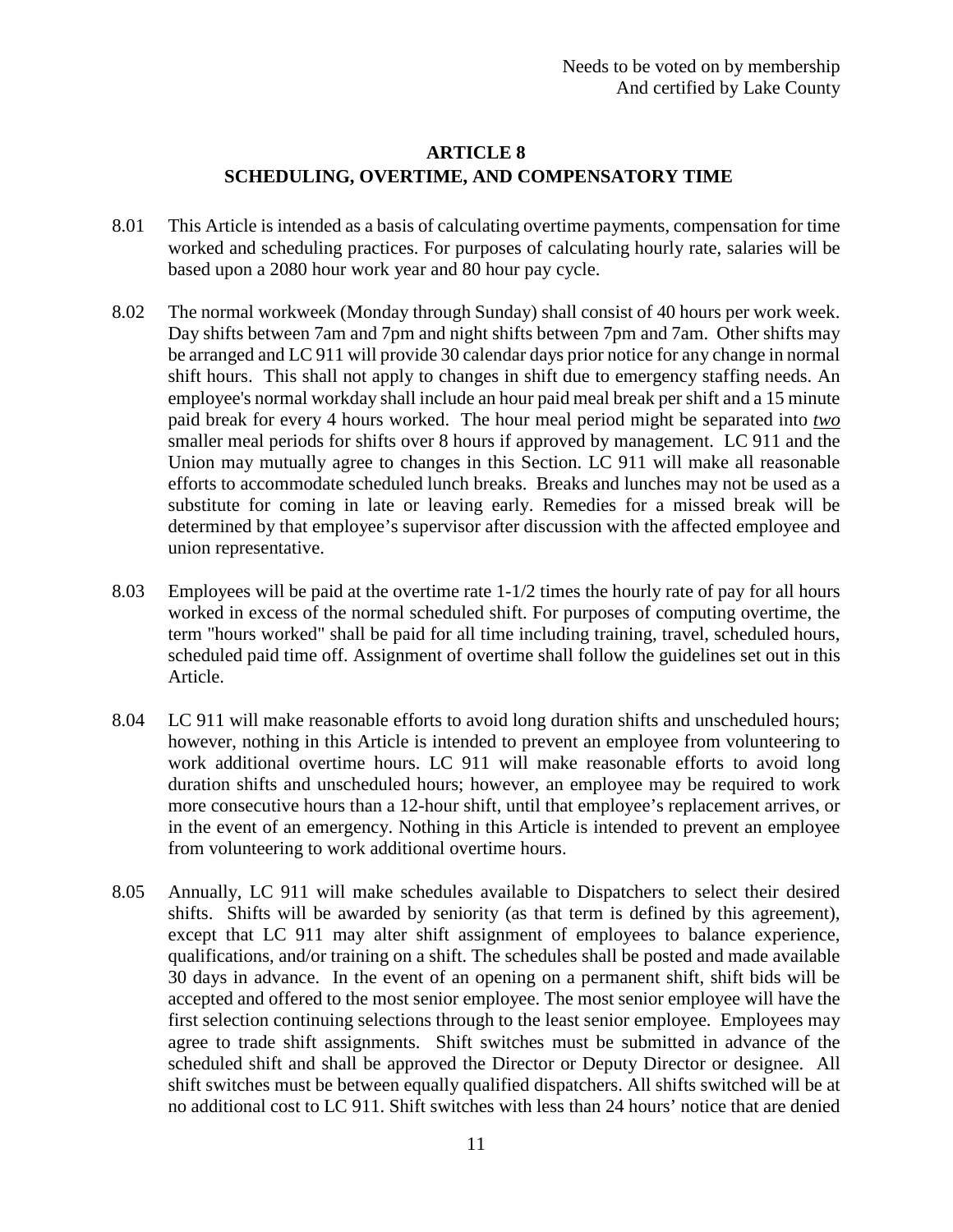Needs to be voted on by membership
And certified by Lake County

## ARTICLE 8
## SCHEDULING, OVERTIME, AND COMPENSATORY TIME

8.01 This Article is intended as a basis of calculating overtime payments, compensation for time worked and scheduling practices. For purposes of calculating hourly rate, salaries will be based upon a 2080 hour work year and 80 hour pay cycle.

8.02 The normal workweek (Monday through Sunday) shall consist of 40 hours per work week. Day shifts between 7am and 7pm and night shifts between 7pm and 7am. Other shifts may be arranged and LC 911 will provide 30 calendar days prior notice for any change in normal shift hours. This shall not apply to changes in shift due to emergency staffing needs. An employee's normal workday shall include an hour paid meal break per shift and a 15 minute paid break for every 4 hours worked. The hour meal period might be separated into ***two*** smaller meal periods for shifts over 8 hours if approved by management. LC 911 and the Union may mutually agree to changes in this Section. LC 911 will make all reasonable efforts to accommodate scheduled lunch breaks. Breaks and lunches may not be used as a substitute for coming in late or leaving early. Remedies for a missed break will be determined by that employee's supervisor after discussion with the affected employee and union representative.

8.03 Employees will be paid at the overtime rate 1-1/2 times the hourly rate of pay for all hours worked in excess of the normal scheduled shift. For purposes of computing overtime, the term "hours worked" shall be paid for all time including training, travel, scheduled hours, scheduled paid time off. Assignment of overtime shall follow the guidelines set out in this Article.

8.04 LC 911 will make reasonable efforts to avoid long duration shifts and unscheduled hours; however, nothing in this Article is intended to prevent an employee from volunteering to work additional overtime hours. LC 911 will make reasonable efforts to avoid long duration shifts and unscheduled hours; however, an employee may be required to work more consecutive hours than a 12-hour shift, until that employee's replacement arrives, or in the event of an emergency. Nothing in this Article is intended to prevent an employee from volunteering to work additional overtime hours.

8.05 Annually, LC 911 will make schedules available to Dispatchers to select their desired shifts. Shifts will be awarded by seniority (as that term is defined by this agreement), except that LC 911 may alter shift assignment of employees to balance experience, qualifications, and/or training on a shift. The schedules shall be posted and made available 30 days in advance. In the event of an opening on a permanent shift, shift bids will be accepted and offered to the most senior employee. The most senior employee will have the first selection continuing selections through to the least senior employee. Employees may agree to trade shift assignments. Shift switches must be submitted in advance of the scheduled shift and shall be approved the Director or Deputy Director or designee. All shift switches must be between equally qualified dispatchers. All shifts switched will be at no additional cost to LC 911. Shift switches with less than 24 hours' notice that are denied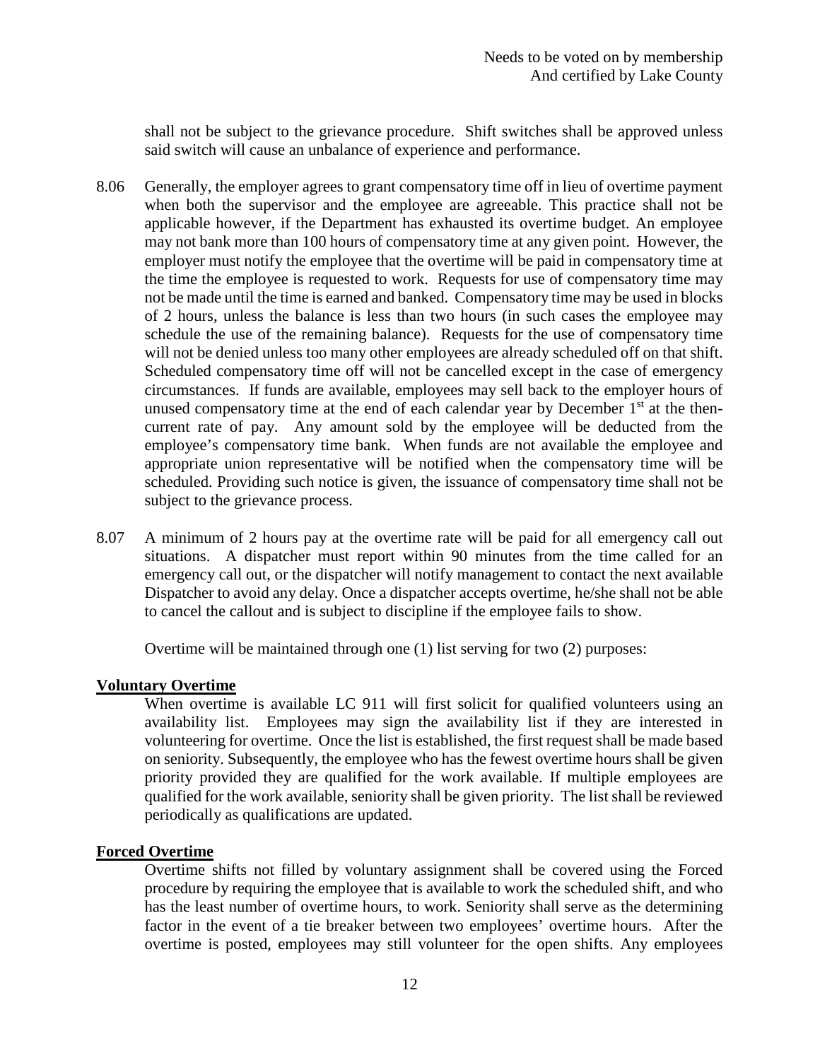shall not be subject to the grievance procedure. Shift switches shall be approved unless said switch will cause an unbalance of experience and performance.

8.06 Generally, the employer agrees to grant compensatory time off in lieu of overtime payment when both the supervisor and the employee are agreeable. This practice shall not be applicable however, if the Department has exhausted its overtime budget. An employee may not bank more than 100 hours of compensatory time at any given point. However, the employer must notify the employee that the overtime will be paid in compensatory time at the time the employee is requested to work. Requests for use of compensatory time may not be made until the time is earned and banked. Compensatory time may be used in blocks of 2 hours, unless the balance is less than two hours (in such cases the employee may schedule the use of the remaining balance). Requests for the use of compensatory time will not be denied unless too many other employees are already scheduled off on that shift. Scheduled compensatory time off will not be cancelled except in the case of emergency circumstances. If funds are available, employees may sell back to the employer hours of unused compensatory time at the end of each calendar year by December 1st at the then-current rate of pay. Any amount sold by the employee will be deducted from the employee's compensatory time bank. When funds are not available the employee and appropriate union representative will be notified when the compensatory time will be scheduled. Providing such notice is given, the issuance of compensatory time shall not be subject to the grievance process.

8.07 A minimum of 2 hours pay at the overtime rate will be paid for all emergency call out situations. A dispatcher must report within 90 minutes from the time called for an emergency call out, or the dispatcher will notify management to contact the next available Dispatcher to avoid any delay. Once a dispatcher accepts overtime, he/she shall not be able to cancel the callout and is subject to discipline if the employee fails to show.

Overtime will be maintained through one (1) list serving for two (2) purposes:

**Voluntary Overtime**

When overtime is available LC 911 will first solicit for qualified volunteers using an availability list. Employees may sign the availability list if they are interested in volunteering for overtime. Once the list is established, the first request shall be made based on seniority. Subsequently, the employee who has the fewest overtime hours shall be given priority provided they are qualified for the work available. If multiple employees are qualified for the work available, seniority shall be given priority. The list shall be reviewed periodically as qualifications are updated.

**Forced Overtime**

Overtime shifts not filled by voluntary assignment shall be covered using the Forced procedure by requiring the employee that is available to work the scheduled shift, and who has the least number of overtime hours, to work. Seniority shall serve as the determining factor in the event of a tie breaker between two employees' overtime hours. After the overtime is posted, employees may still volunteer for the open shifts. Any employees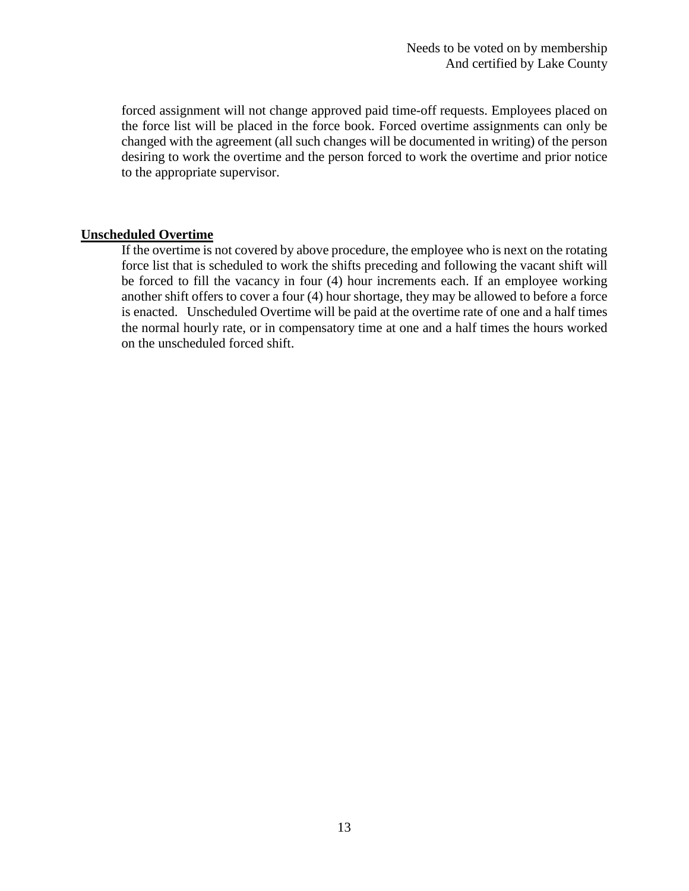forced assignment will not change approved paid time-off requests. Employees placed on the force list will be placed in the force book. Forced overtime assignments can only be changed with the agreement (all such changes will be documented in writing) of the person desiring to work the overtime and the person forced to work the overtime and prior notice to the appropriate supervisor.

**Unscheduled Overtime**

If the overtime is not covered by above procedure, the employee who is next on the rotating force list that is scheduled to work the shifts preceding and following the vacant shift will be forced to fill the vacancy in four (4) hour increments each. If an employee working another shift offers to cover a four (4) hour shortage, they may be allowed to before a force is enacted. Unscheduled Overtime will be paid at the overtime rate of one and a half times the normal hourly rate, or in compensatory time at one and a half times the hours worked on the unscheduled forced shift.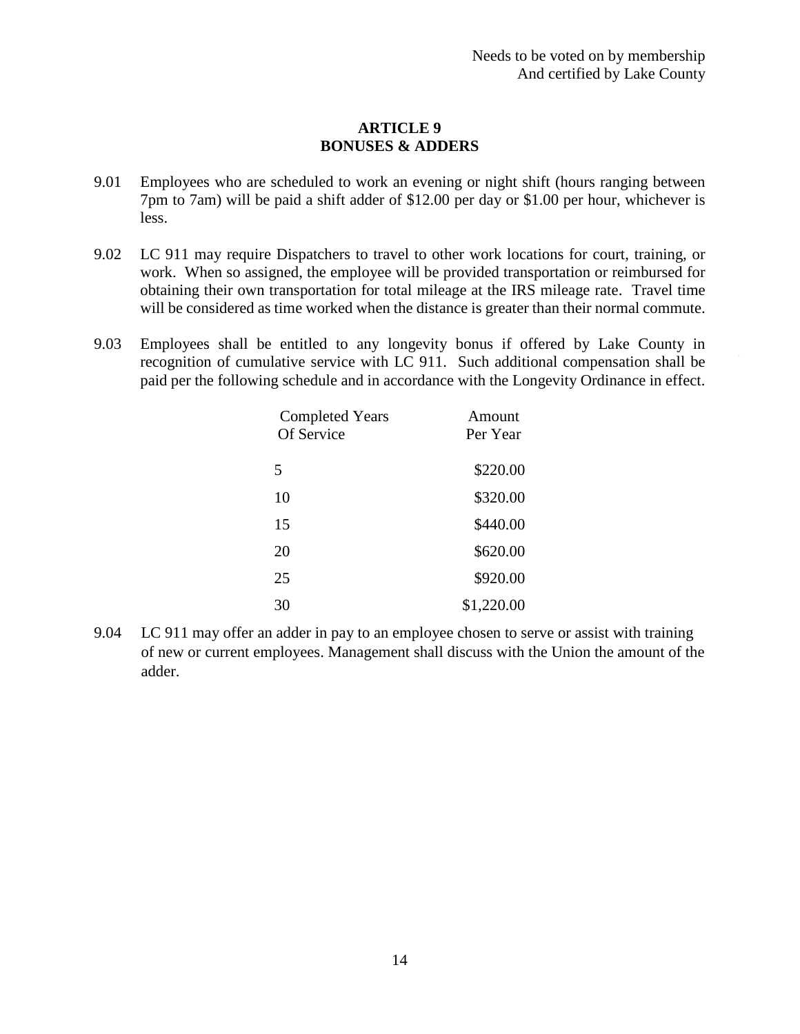Needs to be voted on by membership
And certified by Lake County

## ARTICLE 9
## BONUSES & ADDERS

9.01 Employees who are scheduled to work an evening or night shift (hours ranging between 7pm to 7am) will be paid a shift adder of $12.00 per day or $1.00 per hour, whichever is less.

9.02 LC 911 may require Dispatchers to travel to other work locations for court, training, or work. When so assigned, the employee will be provided transportation or reimbursed for obtaining their own transportation for total mileage at the IRS mileage rate. Travel time will be considered as time worked when the distance is greater than their normal commute.

9.03 Employees shall be entitled to any longevity bonus if offered by Lake County in recognition of cumulative service with LC 911. Such additional compensation shall be paid per the following schedule and in accordance with the Longevity Ordinance in effect.

| Completed Years Of Service | Amount Per Year |
|---|---|
| 5 | $220.00 |
| 10 | $320.00 |
| 15 | $440.00 |
| 20 | $620.00 |
| 25 | $920.00 |
| 30 | $1,220.00 |

9.04 LC 911 may offer an adder in pay to an employee chosen to serve or assist with training of new or current employees. Management shall discuss with the Union the amount of the adder.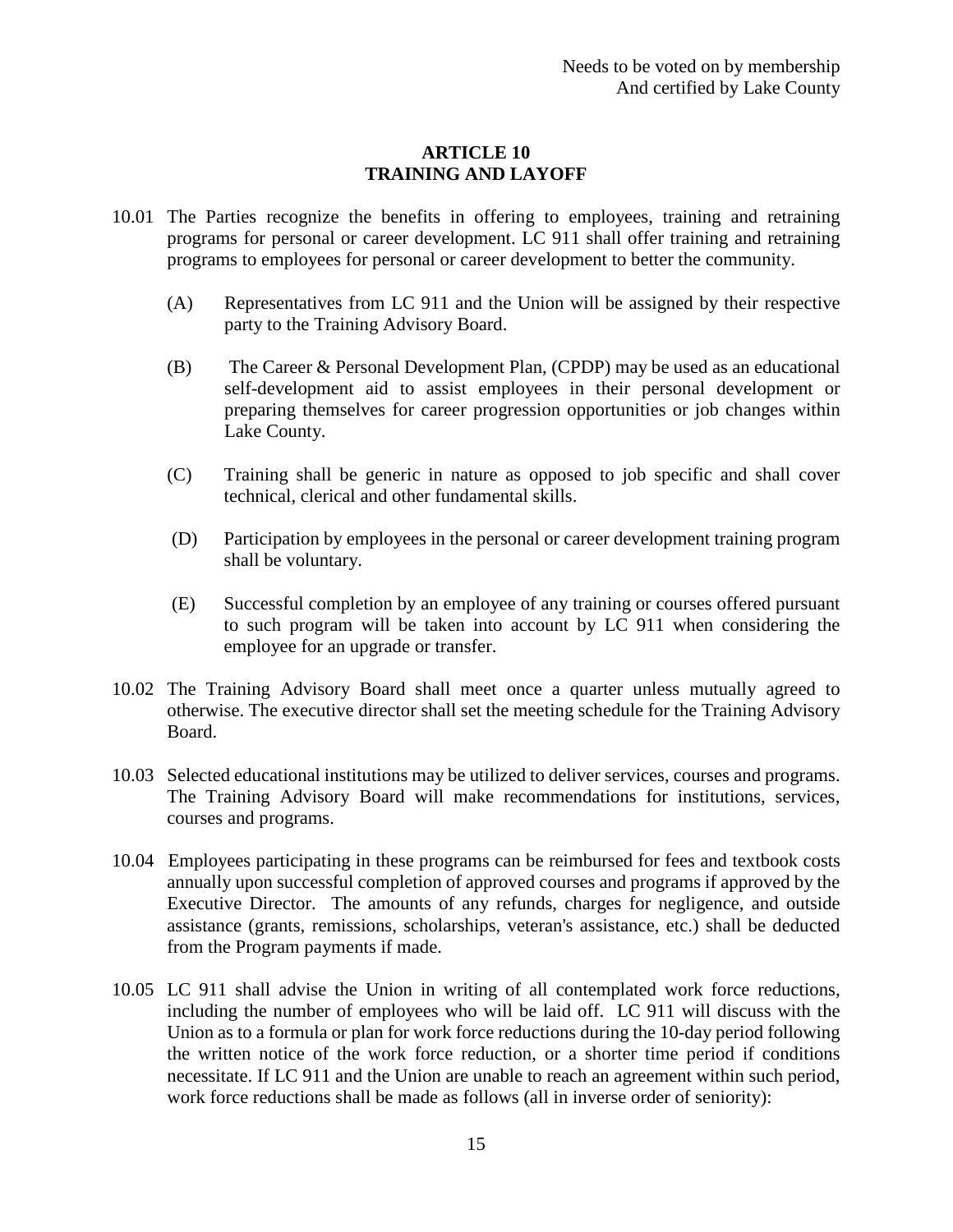Needs to be voted on by membership
And certified by Lake County

# ARTICLE 10
# TRAINING AND LAYOFF

10.01 The Parties recognize the benefits in offering to employees, training and retraining programs for personal or career development. LC 911 shall offer training and retraining programs to employees for personal or career development to better the community.

(A) Representatives from LC 911 and the Union will be assigned by their respective party to the Training Advisory Board.

(B) The Career & Personal Development Plan, (CPDP) may be used as an educational self-development aid to assist employees in their personal development or preparing themselves for career progression opportunities or job changes within Lake County.

(C) Training shall be generic in nature as opposed to job specific and shall cover technical, clerical and other fundamental skills.

(D) Participation by employees in the personal or career development training program shall be voluntary.

(E) Successful completion by an employee of any training or courses offered pursuant to such program will be taken into account by LC 911 when considering the employee for an upgrade or transfer.

10.02 The Training Advisory Board shall meet once a quarter unless mutually agreed to otherwise. The executive director shall set the meeting schedule for the Training Advisory Board.

10.03 Selected educational institutions may be utilized to deliver services, courses and programs. The Training Advisory Board will make recommendations for institutions, services, courses and programs.

10.04 Employees participating in these programs can be reimbursed for fees and textbook costs annually upon successful completion of approved courses and programs if approved by the Executive Director. The amounts of any refunds, charges for negligence, and outside assistance (grants, remissions, scholarships, veteran's assistance, etc.) shall be deducted from the Program payments if made.

10.05 LC 911 shall advise the Union in writing of all contemplated work force reductions, including the number of employees who will be laid off. LC 911 will discuss with the Union as to a formula or plan for work force reductions during the 10-day period following the written notice of the work force reduction, or a shorter time period if conditions necessitate. If LC 911 and the Union are unable to reach an agreement within such period, work force reductions shall be made as follows (all in inverse order of seniority):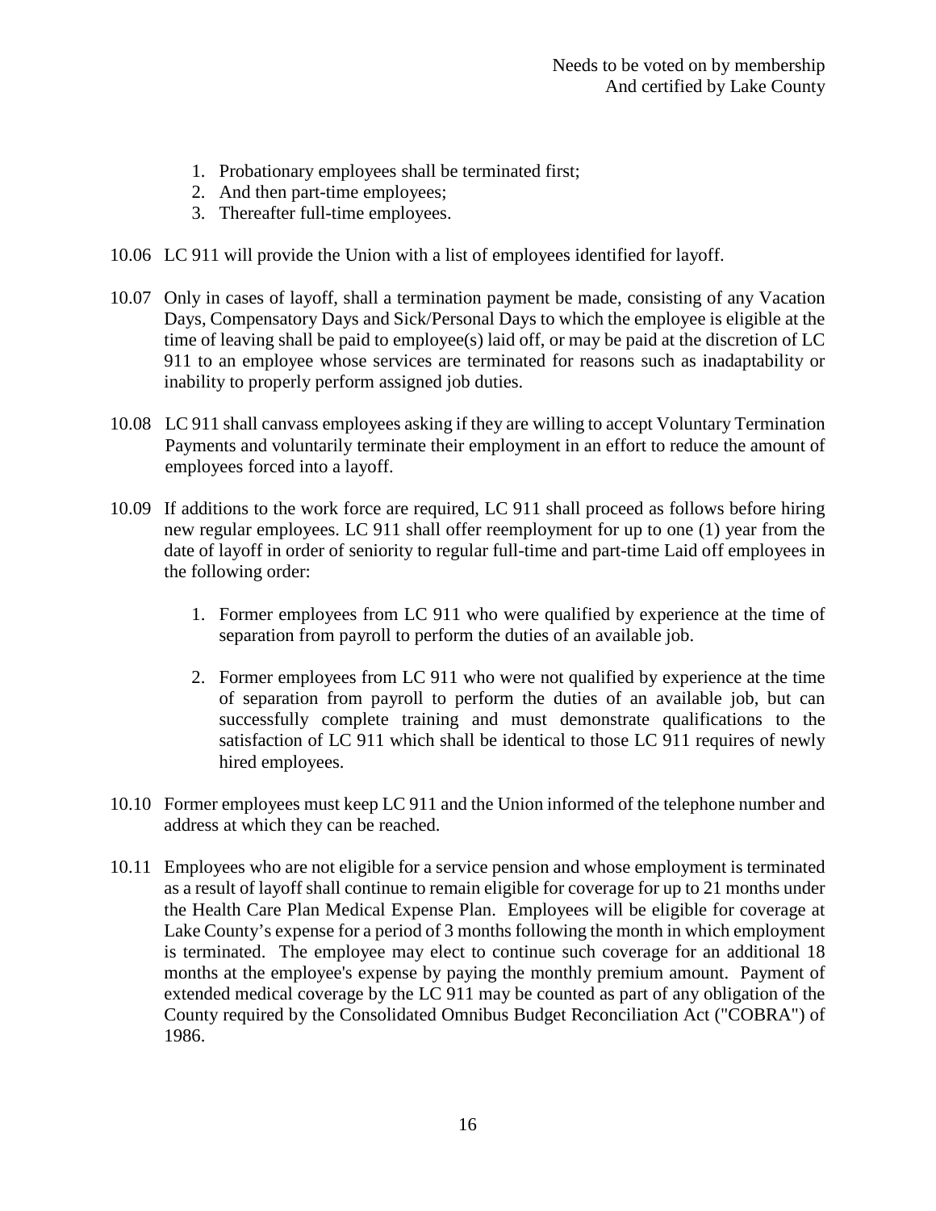Needs to be voted on by membership
And certified by Lake County

1. Probationary employees shall be terminated first;
2. And then part-time employees;
3. Thereafter full-time employees.

10.06 LC 911 will provide the Union with a list of employees identified for layoff.

10.07 Only in cases of layoff, shall a termination payment be made, consisting of any Vacation Days, Compensatory Days and Sick/Personal Days to which the employee is eligible at the time of leaving shall be paid to employee(s) laid off, or may be paid at the discretion of LC 911 to an employee whose services are terminated for reasons such as inadaptability or inability to properly perform assigned job duties.

10.08 LC 911 shall canvass employees asking if they are willing to accept Voluntary Termination Payments and voluntarily terminate their employment in an effort to reduce the amount of employees forced into a layoff.

10.09 If additions to the work force are required, LC 911 shall proceed as follows before hiring new regular employees. LC 911 shall offer reemployment for up to one (1) year from the date of layoff in order of seniority to regular full-time and part-time Laid off employees in the following order:

1. Former employees from LC 911 who were qualified by experience at the time of separation from payroll to perform the duties of an available job.

2. Former employees from LC 911 who were not qualified by experience at the time of separation from payroll to perform the duties of an available job, but can successfully complete training and must demonstrate qualifications to the satisfaction of LC 911 which shall be identical to those LC 911 requires of newly hired employees.

10.10 Former employees must keep LC 911 and the Union informed of the telephone number and address at which they can be reached.

10.11 Employees who are not eligible for a service pension and whose employment is terminated as a result of layoff shall continue to remain eligible for coverage for up to 21 months under the Health Care Plan Medical Expense Plan. Employees will be eligible for coverage at Lake County's expense for a period of 3 months following the month in which employment is terminated. The employee may elect to continue such coverage for an additional 18 months at the employee's expense by paying the monthly premium amount. Payment of extended medical coverage by the LC 911 may be counted as part of any obligation of the County required by the Consolidated Omnibus Budget Reconciliation Act ("COBRA") of 1986.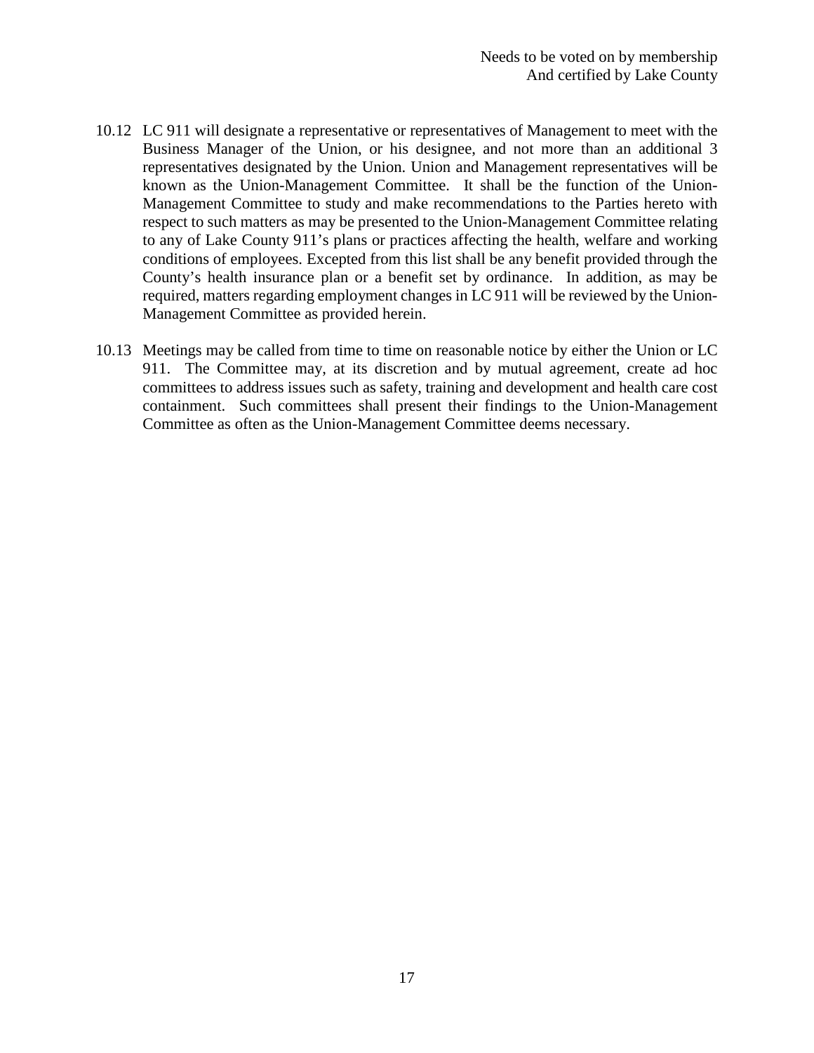Needs to be voted on by membership
And certified by Lake County

10.12 LC 911 will designate a representative or representatives of Management to meet with the Business Manager of the Union, or his designee, and not more than an additional 3 representatives designated by the Union. Union and Management representatives will be known as the Union-Management Committee. It shall be the function of the Union-Management Committee to study and make recommendations to the Parties hereto with respect to such matters as may be presented to the Union-Management Committee relating to any of Lake County 911's plans or practices affecting the health, welfare and working conditions of employees. Excepted from this list shall be any benefit provided through the County's health insurance plan or a benefit set by ordinance. In addition, as may be required, matters regarding employment changes in LC 911 will be reviewed by the Union-Management Committee as provided herein.

10.13 Meetings may be called from time to time on reasonable notice by either the Union or LC 911. The Committee may, at its discretion and by mutual agreement, create ad hoc committees to address issues such as safety, training and development and health care cost containment. Such committees shall present their findings to the Union-Management Committee as often as the Union-Management Committee deems necessary.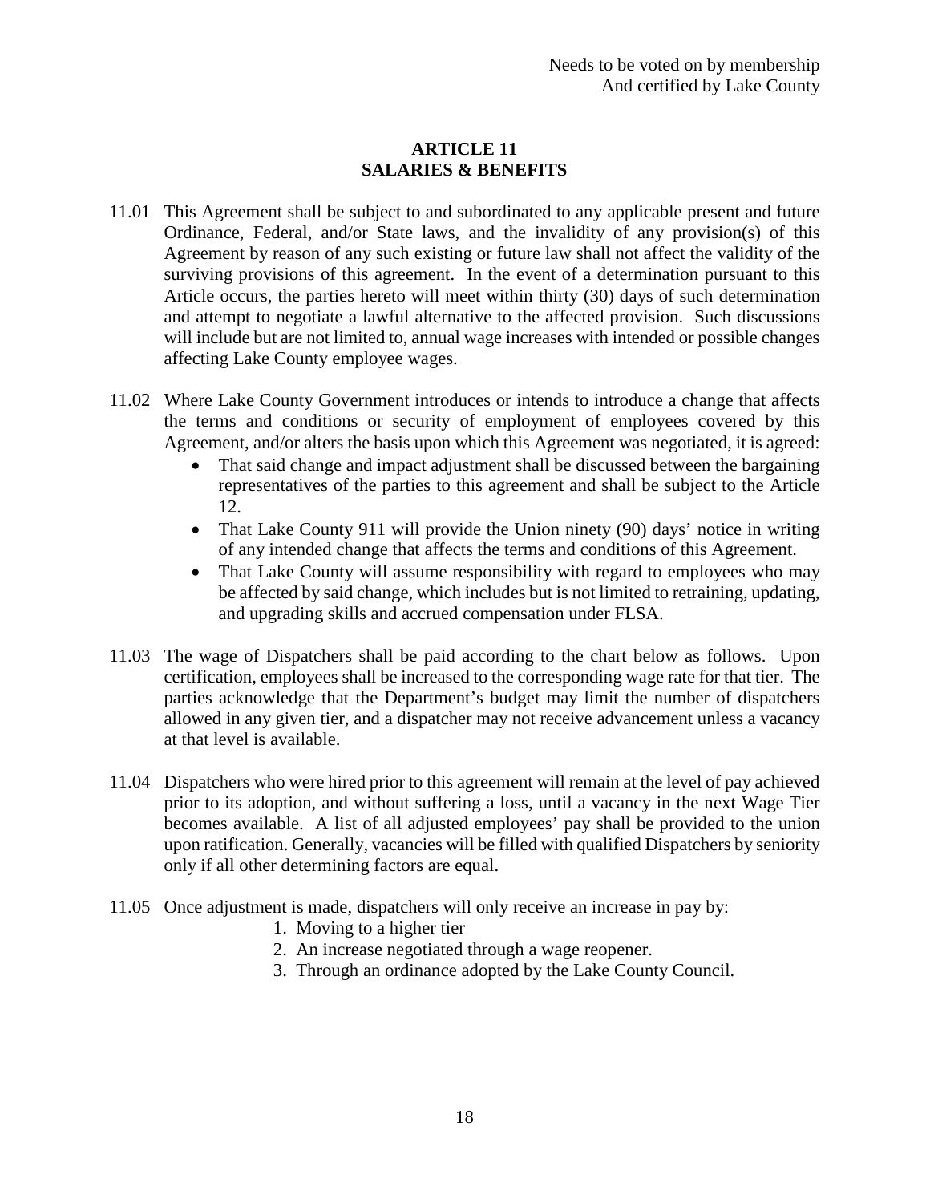Needs to be voted on by membership
And certified by Lake County

# ARTICLE 11
# SALARIES & BENEFITS

11.01 This Agreement shall be subject to and subordinated to any applicable present and future Ordinance, Federal, and/or State laws, and the invalidity of any provision(s) of this Agreement by reason of any such existing or future law shall not affect the validity of the surviving provisions of this agreement. In the event of a determination pursuant to this Article occurs, the parties hereto will meet within thirty (30) days of such determination and attempt to negotiate a lawful alternative to the affected provision. Such discussions will include but are not limited to, annual wage increases with intended or possible changes affecting Lake County employee wages.

11.02 Where Lake County Government introduces or intends to introduce a change that affects the terms and conditions or security of employment of employees covered by this Agreement, and/or alters the basis upon which this Agreement was negotiated, it is agreed:

- That said change and impact adjustment shall be discussed between the bargaining representatives of the parties to this agreement and shall be subject to the Article 12.
- That Lake County 911 will provide the Union ninety (90) days' notice in writing of any intended change that affects the terms and conditions of this Agreement.
- That Lake County will assume responsibility with regard to employees who may be affected by said change, which includes but is not limited to retraining, updating, and upgrading skills and accrued compensation under FLSA.

11.03 The wage of Dispatchers shall be paid according to the chart below as follows. Upon certification, employees shall be increased to the corresponding wage rate for that tier. The parties acknowledge that the Department's budget may limit the number of dispatchers allowed in any given tier, and a dispatcher may not receive advancement unless a vacancy at that level is available.

11.04 Dispatchers who were hired prior to this agreement will remain at the level of pay achieved prior to its adoption, and without suffering a loss, until a vacancy in the next Wage Tier becomes available. A list of all adjusted employees' pay shall be provided to the union upon ratification. Generally, vacancies will be filled with qualified Dispatchers by seniority only if all other determining factors are equal.

11.05 Once adjustment is made, dispatchers will only receive an increase in pay by:

1. Moving to a higher tier
2. An increase negotiated through a wage reopener.
3. Through an ordinance adopted by the Lake County Council.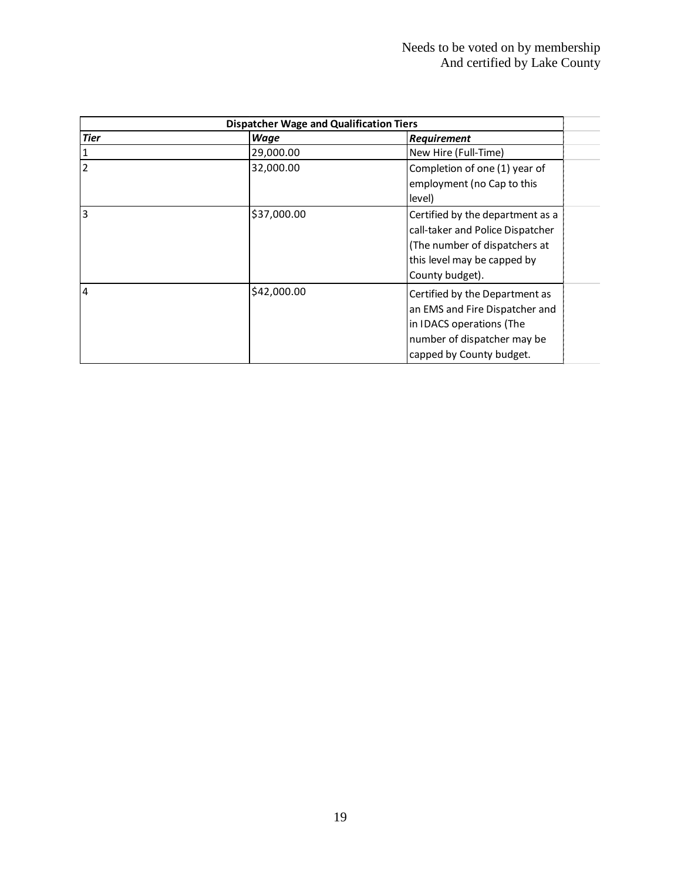Needs to be voted on by membership
And certified by Lake County

| Dispatcher Wage and Qualification Tiers | | |
|---|---|---|
| ***Tier*** | ***Wage*** | ***Requirement*** |
| 1 | 29,000.00 | New Hire (Full-Time) |
| 2 | 32,000.00 | Completion of one (1) year of employment (no Cap to this level) |
| 3 | $37,000.00 | Certified by the department as a call-taker and Police Dispatcher (The number of dispatchers at this level may be capped by County budget). |
| 4 | $42,000.00 | Certified by the Department as an EMS and Fire Dispatcher and in IDACS operations (The number of dispatcher may be capped by County budget. |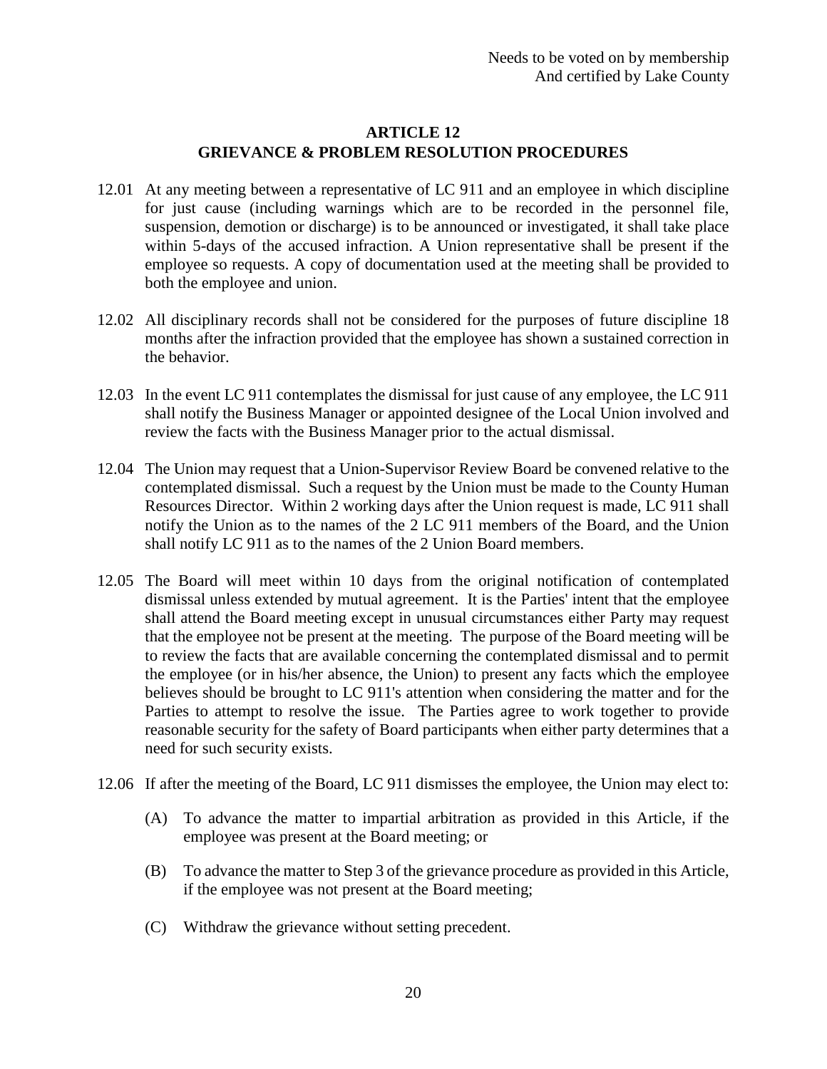Needs to be voted on by membership
And certified by Lake County

## ARTICLE 12
## GRIEVANCE & PROBLEM RESOLUTION PROCEDURES

12.01 At any meeting between a representative of LC 911 and an employee in which discipline for just cause (including warnings which are to be recorded in the personnel file, suspension, demotion or discharge) is to be announced or investigated, it shall take place within 5-days of the accused infraction. A Union representative shall be present if the employee so requests. A copy of documentation used at the meeting shall be provided to both the employee and union.

12.02 All disciplinary records shall not be considered for the purposes of future discipline 18 months after the infraction provided that the employee has shown a sustained correction in the behavior.

12.03 In the event LC 911 contemplates the dismissal for just cause of any employee, the LC 911 shall notify the Business Manager or appointed designee of the Local Union involved and review the facts with the Business Manager prior to the actual dismissal.

12.04 The Union may request that a Union-Supervisor Review Board be convened relative to the contemplated dismissal. Such a request by the Union must be made to the County Human Resources Director. Within 2 working days after the Union request is made, LC 911 shall notify the Union as to the names of the 2 LC 911 members of the Board, and the Union shall notify LC 911 as to the names of the 2 Union Board members.

12.05 The Board will meet within 10 days from the original notification of contemplated dismissal unless extended by mutual agreement. It is the Parties' intent that the employee shall attend the Board meeting except in unusual circumstances either Party may request that the employee not be present at the meeting. The purpose of the Board meeting will be to review the facts that are available concerning the contemplated dismissal and to permit the employee (or in his/her absence, the Union) to present any facts which the employee believes should be brought to LC 911's attention when considering the matter and for the Parties to attempt to resolve the issue. The Parties agree to work together to provide reasonable security for the safety of Board participants when either party determines that a need for such security exists.

12.06 If after the meeting of the Board, LC 911 dismisses the employee, the Union may elect to:

(A) To advance the matter to impartial arbitration as provided in this Article, if the employee was present at the Board meeting; or

(B) To advance the matter to Step 3 of the grievance procedure as provided in this Article, if the employee was not present at the Board meeting;

(C) Withdraw the grievance without setting precedent.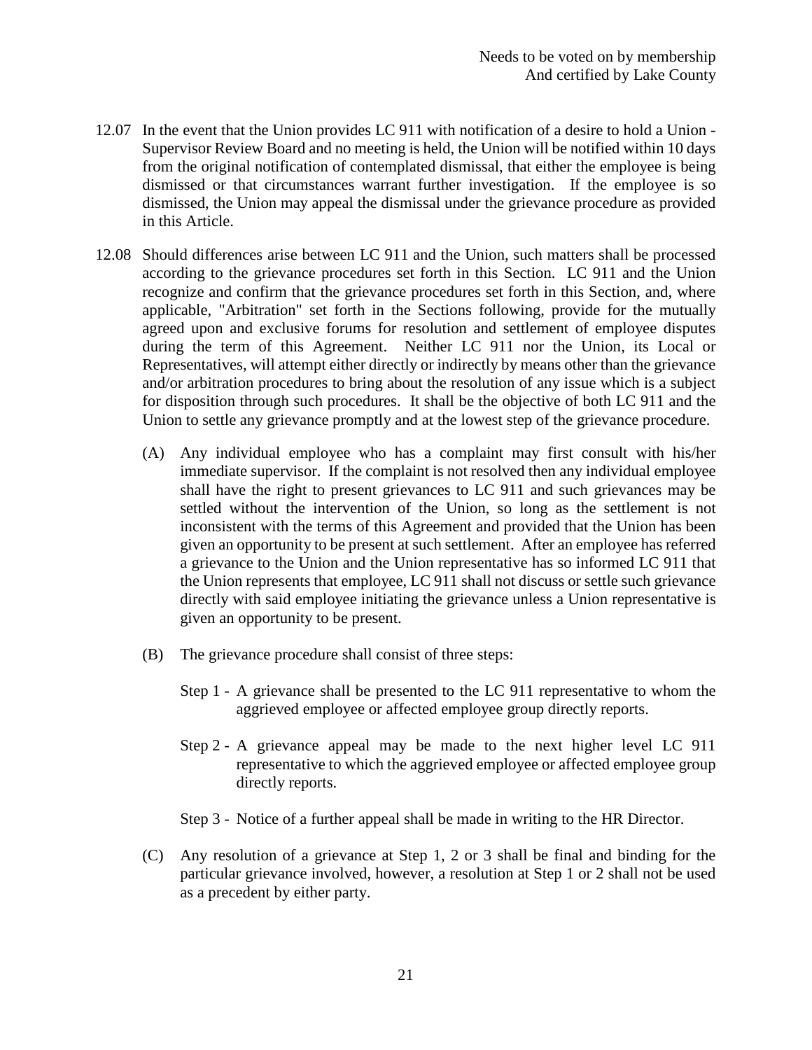Needs to be voted on by membership
And certified by Lake County

12.07 In the event that the Union provides LC 911 with notification of a desire to hold a Union - Supervisor Review Board and no meeting is held, the Union will be notified within 10 days from the original notification of contemplated dismissal, that either the employee is being dismissed or that circumstances warrant further investigation. If the employee is so dismissed, the Union may appeal the dismissal under the grievance procedure as provided in this Article.

12.08 Should differences arise between LC 911 and the Union, such matters shall be processed according to the grievance procedures set forth in this Section. LC 911 and the Union recognize and confirm that the grievance procedures set forth in this Section, and, where applicable, "Arbitration" set forth in the Sections following, provide for the mutually agreed upon and exclusive forums for resolution and settlement of employee disputes during the term of this Agreement. Neither LC 911 nor the Union, its Local or Representatives, will attempt either directly or indirectly by means other than the grievance and/or arbitration procedures to bring about the resolution of any issue which is a subject for disposition through such procedures. It shall be the objective of both LC 911 and the Union to settle any grievance promptly and at the lowest step of the grievance procedure.

(A) Any individual employee who has a complaint may first consult with his/her immediate supervisor. If the complaint is not resolved then any individual employee shall have the right to present grievances to LC 911 and such grievances may be settled without the intervention of the Union, so long as the settlement is not inconsistent with the terms of this Agreement and provided that the Union has been given an opportunity to be present at such settlement. After an employee has referred a grievance to the Union and the Union representative has so informed LC 911 that the Union represents that employee, LC 911 shall not discuss or settle such grievance directly with said employee initiating the grievance unless a Union representative is given an opportunity to be present.

(B) The grievance procedure shall consist of three steps:

Step 1 - A grievance shall be presented to the LC 911 representative to whom the aggrieved employee or affected employee group directly reports.

Step 2 - A grievance appeal may be made to the next higher level LC 911 representative to which the aggrieved employee or affected employee group directly reports.

Step 3 - Notice of a further appeal shall be made in writing to the HR Director.

(C) Any resolution of a grievance at Step 1, 2 or 3 shall be final and binding for the particular grievance involved, however, a resolution at Step 1 or 2 shall not be used as a precedent by either party.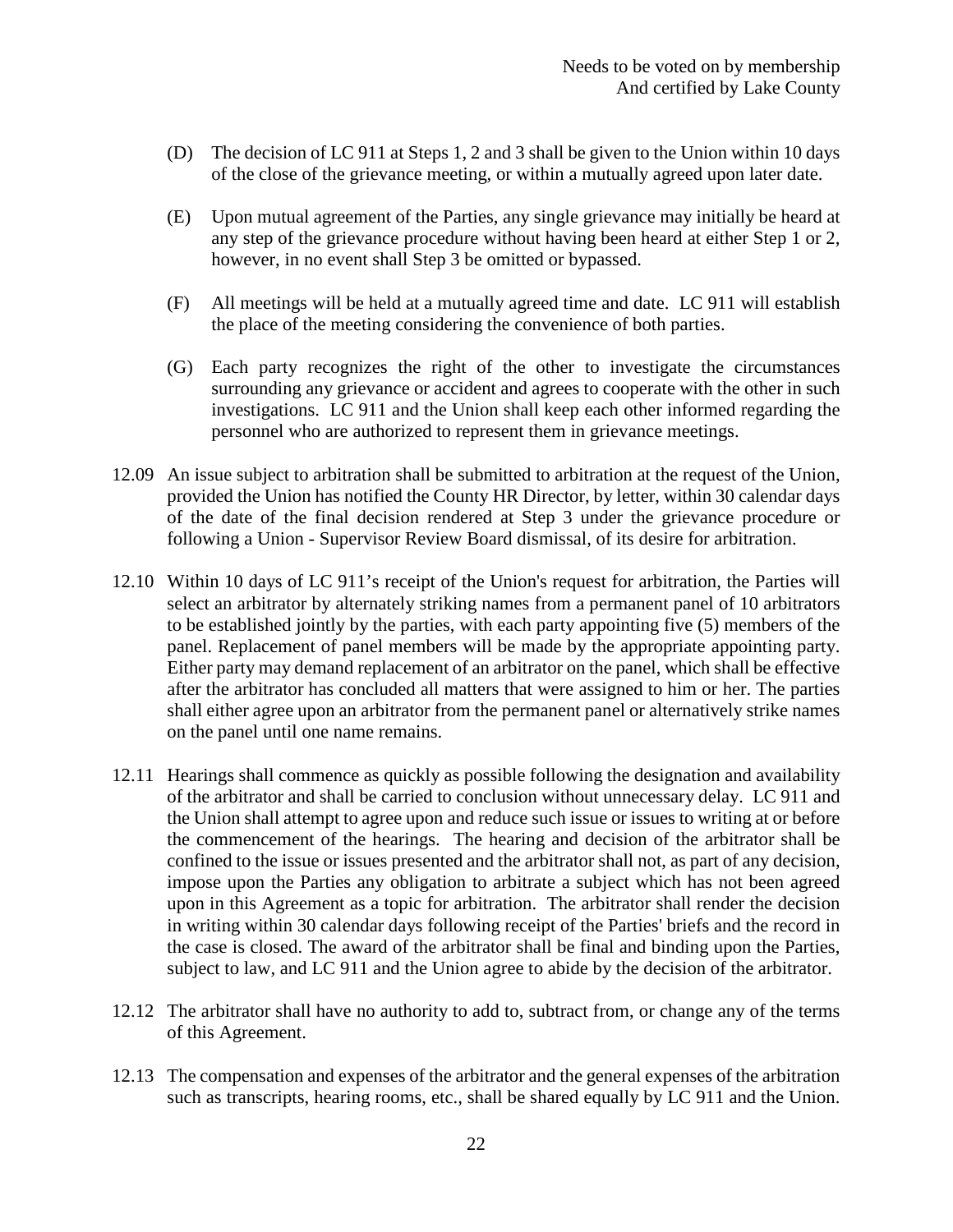(D) The decision of LC 911 at Steps 1, 2 and 3 shall be given to the Union within 10 days of the close of the grievance meeting, or within a mutually agreed upon later date.

(E) Upon mutual agreement of the Parties, any single grievance may initially be heard at any step of the grievance procedure without having been heard at either Step 1 or 2, however, in no event shall Step 3 be omitted or bypassed.

(F) All meetings will be held at a mutually agreed time and date. LC 911 will establish the place of the meeting considering the convenience of both parties.

(G) Each party recognizes the right of the other to investigate the circumstances surrounding any grievance or accident and agrees to cooperate with the other in such investigations. LC 911 and the Union shall keep each other informed regarding the personnel who are authorized to represent them in grievance meetings.

12.09 An issue subject to arbitration shall be submitted to arbitration at the request of the Union, provided the Union has notified the County HR Director, by letter, within 30 calendar days of the date of the final decision rendered at Step 3 under the grievance procedure or following a Union - Supervisor Review Board dismissal, of its desire for arbitration.

12.10 Within 10 days of LC 911's receipt of the Union's request for arbitration, the Parties will select an arbitrator by alternately striking names from a permanent panel of 10 arbitrators to be established jointly by the parties, with each party appointing five (5) members of the panel. Replacement of panel members will be made by the appropriate appointing party. Either party may demand replacement of an arbitrator on the panel, which shall be effective after the arbitrator has concluded all matters that were assigned to him or her. The parties shall either agree upon an arbitrator from the permanent panel or alternatively strike names on the panel until one name remains.

12.11 Hearings shall commence as quickly as possible following the designation and availability of the arbitrator and shall be carried to conclusion without unnecessary delay. LC 911 and the Union shall attempt to agree upon and reduce such issue or issues to writing at or before the commencement of the hearings. The hearing and decision of the arbitrator shall be confined to the issue or issues presented and the arbitrator shall not, as part of any decision, impose upon the Parties any obligation to arbitrate a subject which has not been agreed upon in this Agreement as a topic for arbitration. The arbitrator shall render the decision in writing within 30 calendar days following receipt of the Parties' briefs and the record in the case is closed. The award of the arbitrator shall be final and binding upon the Parties, subject to law, and LC 911 and the Union agree to abide by the decision of the arbitrator.

12.12 The arbitrator shall have no authority to add to, subtract from, or change any of the terms of this Agreement.

12.13 The compensation and expenses of the arbitrator and the general expenses of the arbitration such as transcripts, hearing rooms, etc., shall be shared equally by LC 911 and the Union.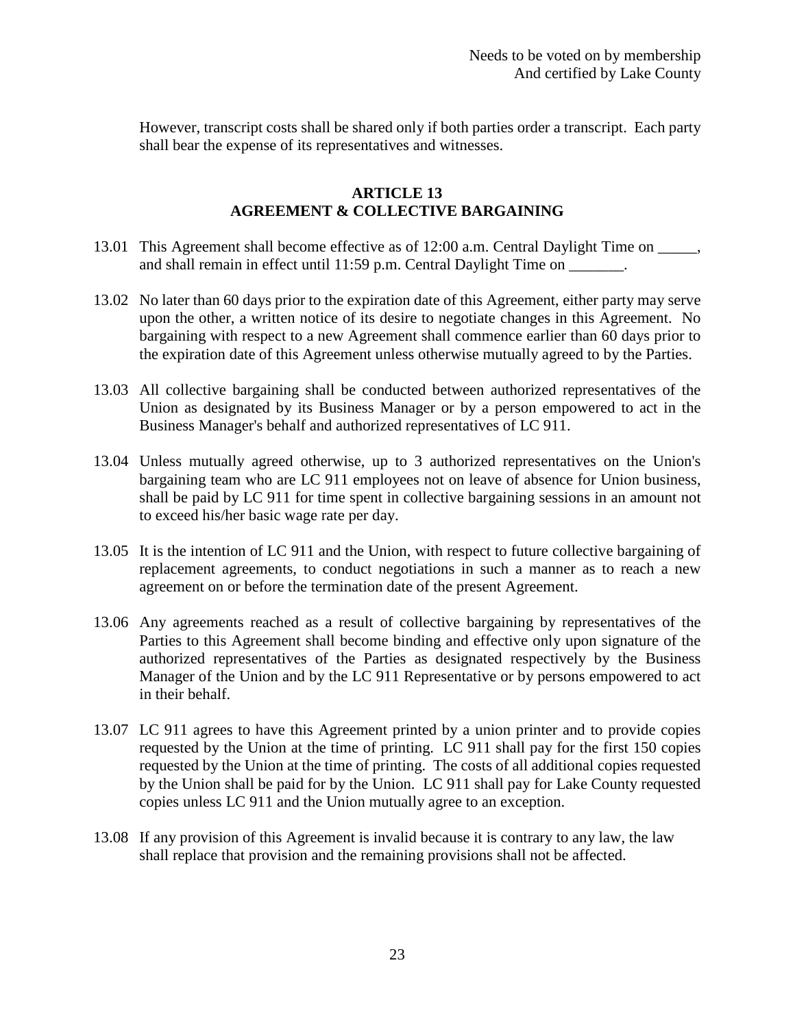However, transcript costs shall be shared only if both parties order a transcript. Each party shall bear the expense of its representatives and witnesses.

## ARTICLE 13
## AGREEMENT & COLLECTIVE BARGAINING

13.01 This Agreement shall become effective as of 12:00 a.m. Central Daylight Time on _____, and shall remain in effect until 11:59 p.m. Central Daylight Time on _______.

13.02 No later than 60 days prior to the expiration date of this Agreement, either party may serve upon the other, a written notice of its desire to negotiate changes in this Agreement. No bargaining with respect to a new Agreement shall commence earlier than 60 days prior to the expiration date of this Agreement unless otherwise mutually agreed to by the Parties.

13.03 All collective bargaining shall be conducted between authorized representatives of the Union as designated by its Business Manager or by a person empowered to act in the Business Manager's behalf and authorized representatives of LC 911.

13.04 Unless mutually agreed otherwise, up to 3 authorized representatives on the Union's bargaining team who are LC 911 employees not on leave of absence for Union business, shall be paid by LC 911 for time spent in collective bargaining sessions in an amount not to exceed his/her basic wage rate per day.

13.05 It is the intention of LC 911 and the Union, with respect to future collective bargaining of replacement agreements, to conduct negotiations in such a manner as to reach a new agreement on or before the termination date of the present Agreement.

13.06 Any agreements reached as a result of collective bargaining by representatives of the Parties to this Agreement shall become binding and effective only upon signature of the authorized representatives of the Parties as designated respectively by the Business Manager of the Union and by the LC 911 Representative or by persons empowered to act in their behalf.

13.07 LC 911 agrees to have this Agreement printed by a union printer and to provide copies requested by the Union at the time of printing. LC 911 shall pay for the first 150 copies requested by the Union at the time of printing. The costs of all additional copies requested by the Union shall be paid for by the Union. LC 911 shall pay for Lake County requested copies unless LC 911 and the Union mutually agree to an exception.

13.08 If any provision of this Agreement is invalid because it is contrary to any law, the law shall replace that provision and the remaining provisions shall not be affected.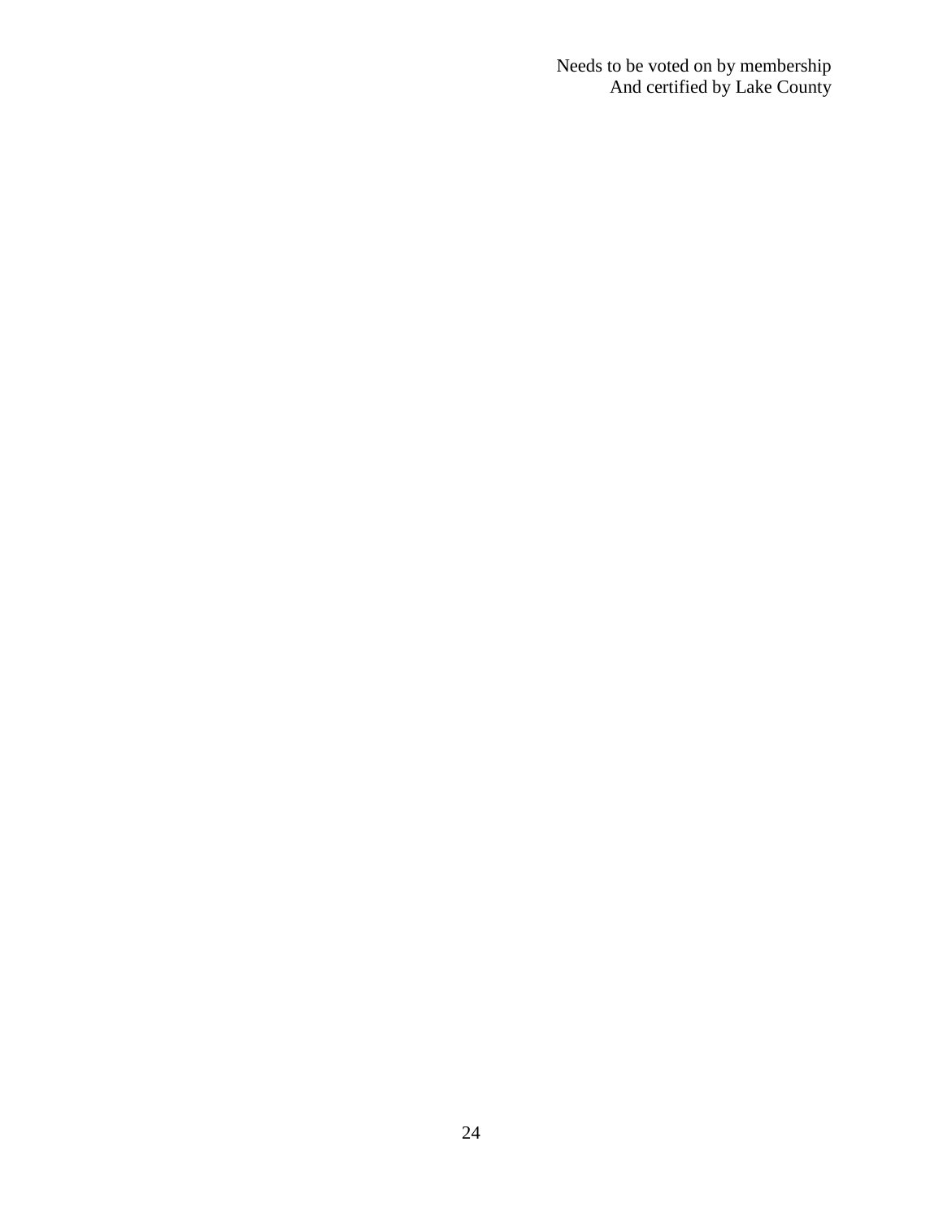Needs to be voted on by membership
And certified by Lake County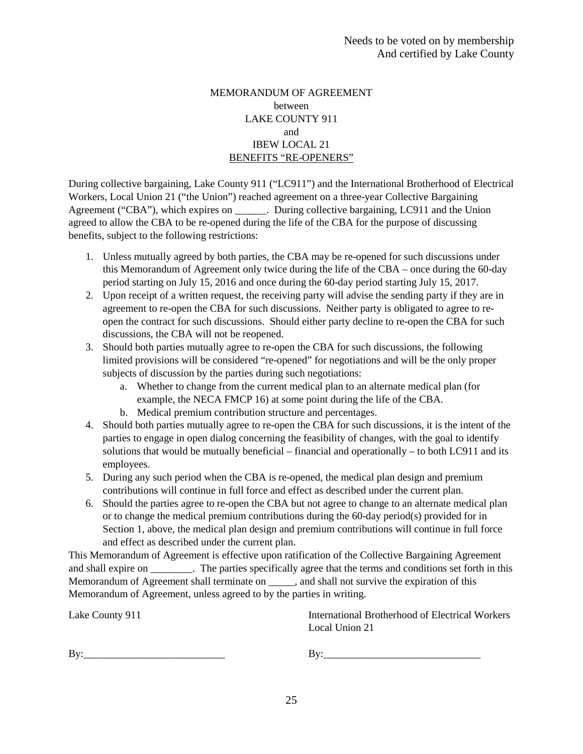Needs to be voted on by membership
And certified by Lake County

# MEMORANDUM OF AGREEMENT
between
LAKE COUNTY 911
and
IBEW LOCAL 21
BENEFITS "RE-OPENERS"

During collective bargaining, Lake County 911 ("LC911") and the International Brotherhood of Electrical Workers, Local Union 21 ("the Union") reached agreement on a three-year Collective Bargaining Agreement ("CBA"), which expires on ______. During collective bargaining, LC911 and the Union agreed to allow the CBA to be re-opened during the life of the CBA for the purpose of discussing benefits, subject to the following restrictions:

1. Unless mutually agreed by both parties, the CBA may be re-opened for such discussions under this Memorandum of Agreement only twice during the life of the CBA – once during the 60-day period starting on July 15, 2016 and once during the 60-day period starting July 15, 2017.
2. Upon receipt of a written request, the receiving party will advise the sending party if they are in agreement to re-open the CBA for such discussions. Neither party is obligated to agree to re-open the contract for such discussions. Should either party decline to re-open the CBA for such discussions, the CBA will not be reopened.
3. Should both parties mutually agree to re-open the CBA for such discussions, the following limited provisions will be considered "re-opened" for negotiations and will be the only proper subjects of discussion by the parties during such negotiations:
   a. Whether to change from the current medical plan to an alternate medical plan (for example, the NECA FMCP 16) at some point during the life of the CBA.
   b. Medical premium contribution structure and percentages.
4. Should both parties mutually agree to re-open the CBA for such discussions, it is the intent of the parties to engage in open dialog concerning the feasibility of changes, with the goal to identify solutions that would be mutually beneficial – financial and operationally – to both LC911 and its employees.
5. During any such period when the CBA is re-opened, the medical plan design and premium contributions will continue in full force and effect as described under the current plan.
6. Should the parties agree to re-open the CBA but not agree to change to an alternate medical plan or to change the medical premium contributions during the 60-day period(s) provided for in Section 1, above, the medical plan design and premium contributions will continue in full force and effect as described under the current plan.

This Memorandum of Agreement is effective upon ratification of the Collective Bargaining Agreement and shall expire on ________. The parties specifically agree that the terms and conditions set forth in this Memorandum of Agreement shall terminate on _____, and shall not survive the expiration of this Memorandum of Agreement, unless agreed to by the parties in writing.

Lake County 911

By:___________________________

International Brotherhood of Electrical Workers
Local Union 21

By:______________________________